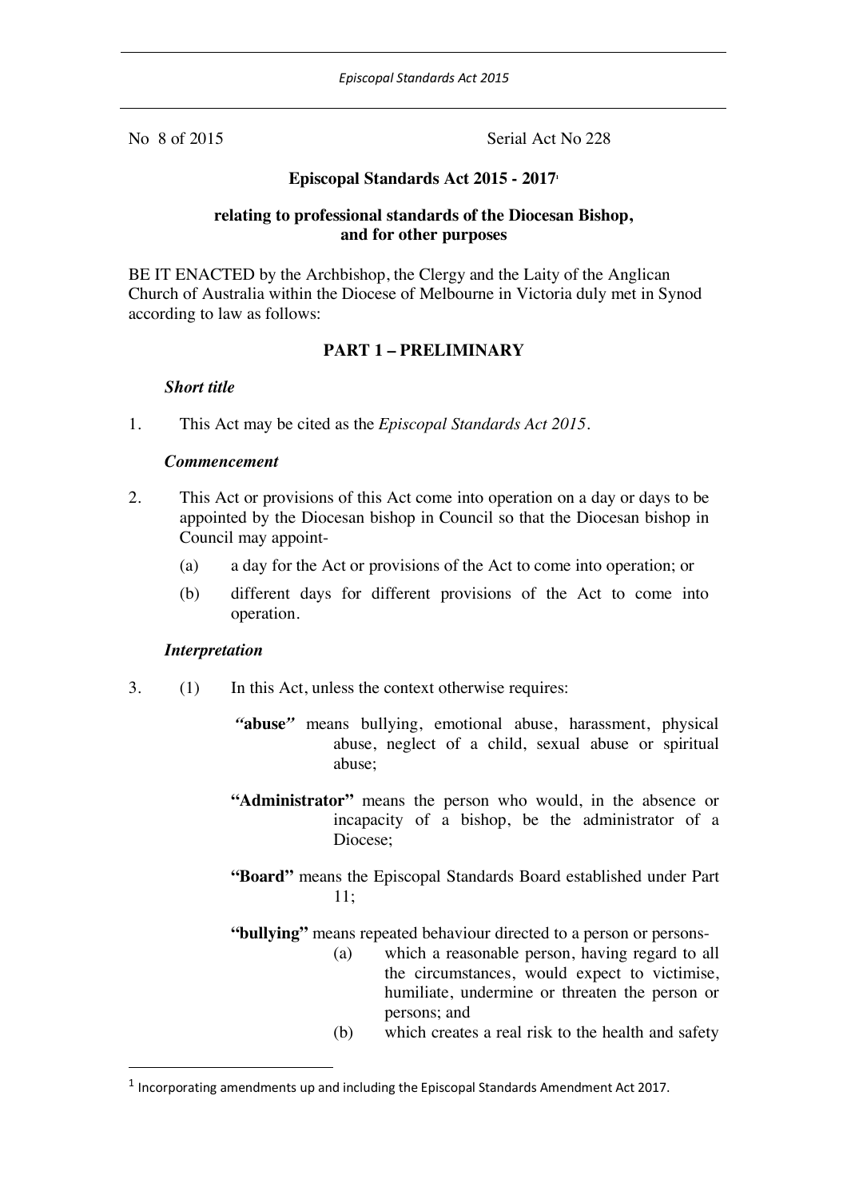No 8 of 2015 Serial Act No 228

**Episcopal Standards Act 2015 - 2017**[1]

**relating to professional standards of the Diocesan Bishop, and for other purposes**

BE IT ENACTED by the Archbishop, the Clergy and the Laity of the Anglican Church of Australia within the Diocese of Melbourne in Victoria duly met in Synod according to law as follows:

## PART 1 – PRELIMINARY

***Short title***

1. This Act may be cited as the *Episcopal Standards Act 2015*.

***Commencement***

2. This Act or provisions of this Act come into operation on a day or days to be appointed by the Diocesan bishop in Council so that the Diocesan bishop in Council may appoint-

   (a) a day for the Act or provisions of the Act to come into operation; or

   (b) different days for different provisions of the Act to come into operation.

***Interpretation***

3. (1) In this Act, unless the context otherwise requires:

   **"abuse"** means bullying, emotional abuse, harassment, physical abuse, neglect of a child, sexual abuse or spiritual abuse;

   **"Administrator"** means the person who would, in the absence or incapacity of a bishop, be the administrator of a Diocese;

   **"Board"** means the Episcopal Standards Board established under Part 11;

   **"bullying"** means repeated behaviour directed to a person or persons-

   (a) which a reasonable person, having regard to all the circumstances, would expect to victimise, humiliate, undermine or threaten the person or persons; and

   (b) which creates a real risk to the health and safety

---

[1] Incorporating amendments up and including the Episcopal Standards Amendment Act 2017.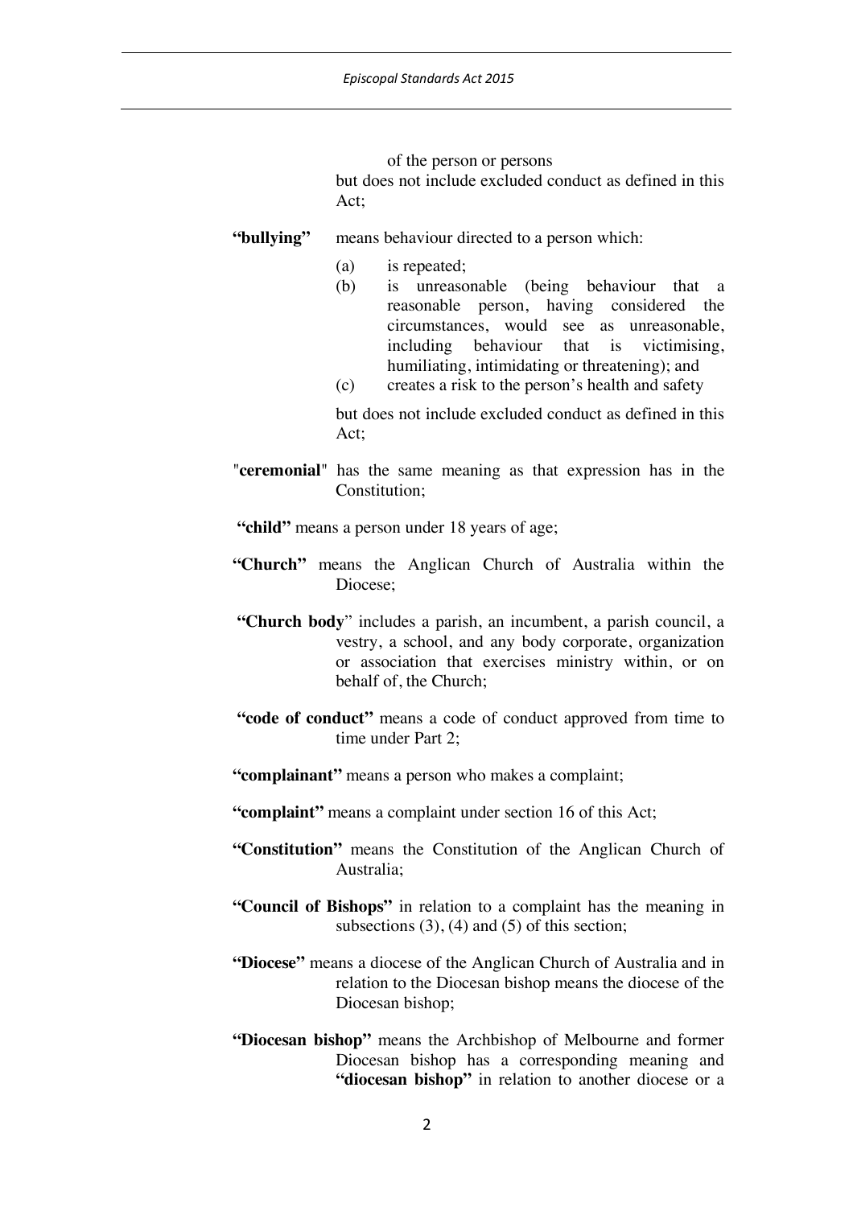of the person or persons

but does not include excluded conduct as defined in this Act;

**"bullying"** means behaviour directed to a person which:

(a) is repeated;

(b) is unreasonable (being behaviour that a reasonable person, having considered the circumstances, would see as unreasonable, including behaviour that is victimising, humiliating, intimidating or threatening); and

(c) creates a risk to the person's health and safety

but does not include excluded conduct as defined in this Act;

"**ceremonial**" has the same meaning as that expression has in the Constitution;

**"child"** means a person under 18 years of age;

**"Church"** means the Anglican Church of Australia within the Diocese;

**"Church body**" includes a parish, an incumbent, a parish council, a vestry, a school, and any body corporate, organization or association that exercises ministry within, or on behalf of, the Church;

**"code of conduct"** means a code of conduct approved from time to time under Part 2;

**"complainant"** means a person who makes a complaint;

**"complaint"** means a complaint under section 16 of this Act;

**"Constitution"** means the Constitution of the Anglican Church of Australia;

**"Council of Bishops"** in relation to a complaint has the meaning in subsections (3), (4) and (5) of this section;

**"Diocese"** means a diocese of the Anglican Church of Australia and in relation to the Diocesan bishop means the diocese of the Diocesan bishop;

**"Diocesan bishop"** means the Archbishop of Melbourne and former Diocesan bishop has a corresponding meaning and **"diocesan bishop"** in relation to another diocese or a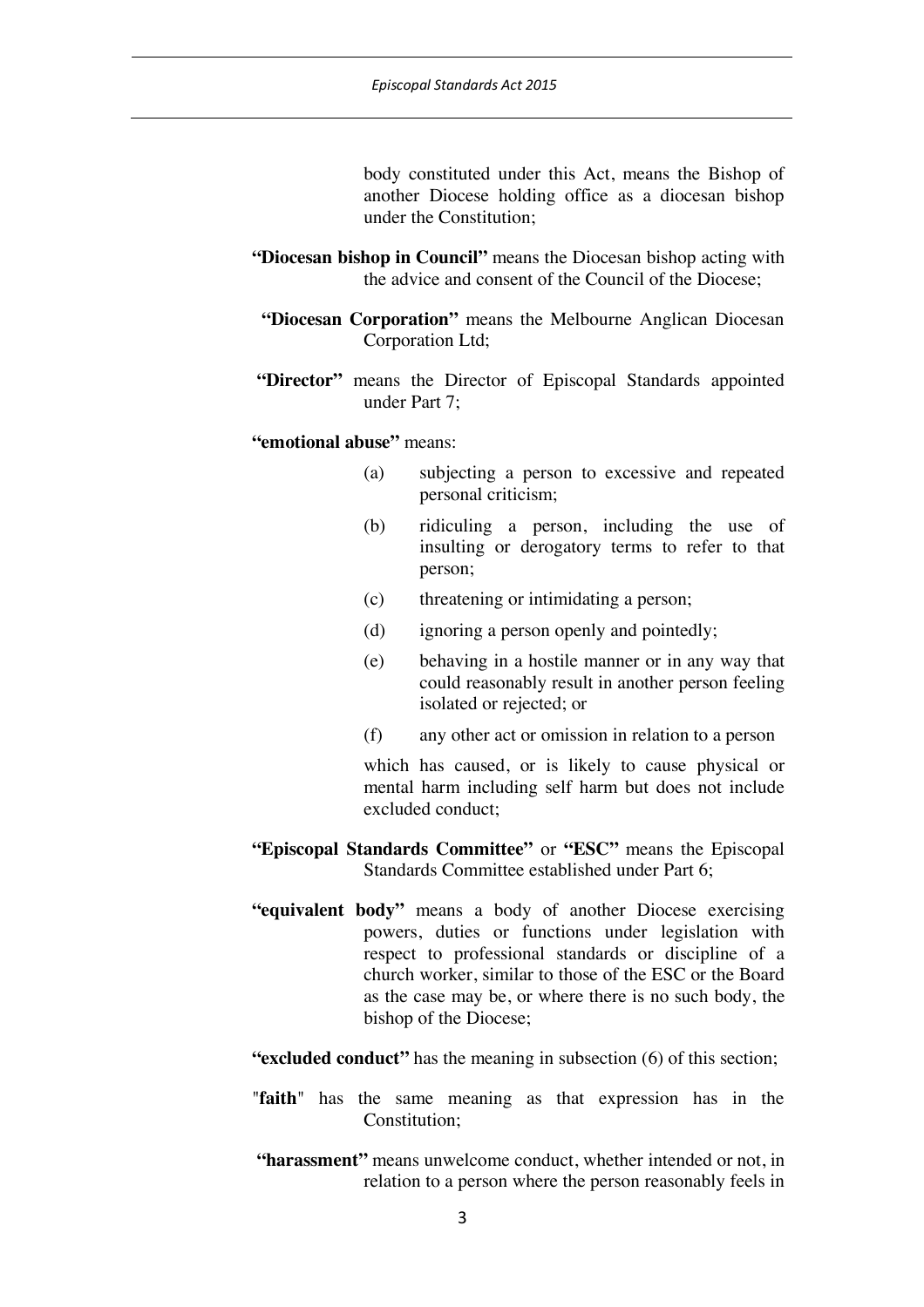body constituted under this Act, means the Bishop of another Diocese holding office as a diocesan bishop under the Constitution;

**"Diocesan bishop in Council"** means the Diocesan bishop acting with the advice and consent of the Council of the Diocese;

**"Diocesan Corporation"** means the Melbourne Anglican Diocesan Corporation Ltd;

**"Director"** means the Director of Episcopal Standards appointed under Part 7;

**"emotional abuse"** means:

(a) subjecting a person to excessive and repeated personal criticism;

(b) ridiculing a person, including the use of insulting or derogatory terms to refer to that person;

(c) threatening or intimidating a person;

(d) ignoring a person openly and pointedly;

(e) behaving in a hostile manner or in any way that could reasonably result in another person feeling isolated or rejected; or

(f) any other act or omission in relation to a person

which has caused, or is likely to cause physical or mental harm including self harm but does not include excluded conduct;

**"Episcopal Standards Committee"** or **"ESC"** means the Episcopal Standards Committee established under Part 6;

**"equivalent body"** means a body of another Diocese exercising powers, duties or functions under legislation with respect to professional standards or discipline of a church worker, similar to those of the ESC or the Board as the case may be, or where there is no such body, the bishop of the Diocese;

**"excluded conduct"** has the meaning in subsection (6) of this section;

"**faith**" has the same meaning as that expression has in the Constitution;

**"harassment"** means unwelcome conduct, whether intended or not, in relation to a person where the person reasonably feels in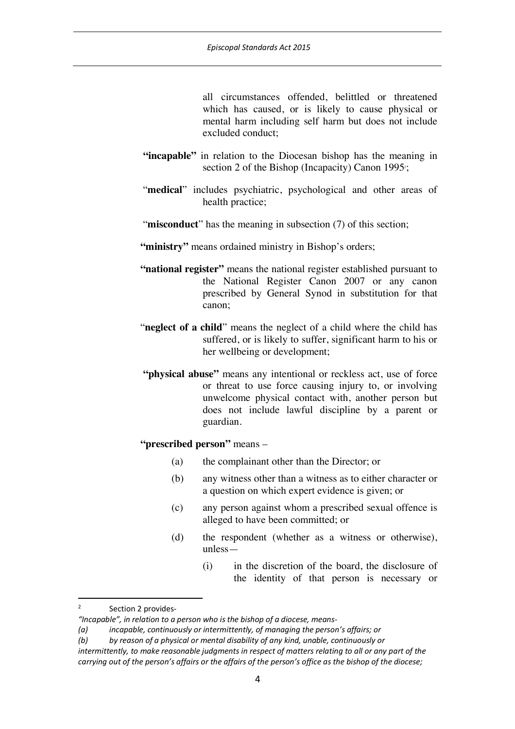all circumstances offended, belittled or threatened which has caused, or is likely to cause physical or mental harm including self harm but does not include excluded conduct;

**"incapable"** in relation to the Diocesan bishop has the meaning in section 2 of the Bishop (Incapacity) Canon 1995[2];

"**medical**" includes psychiatric, psychological and other areas of health practice;

"**misconduct**" has the meaning in subsection (7) of this section;

**"ministry"** means ordained ministry in Bishop's orders;

**"national register"** means the national register established pursuant to the National Register Canon 2007 or any canon prescribed by General Synod in substitution for that canon;

"**neglect of a child**" means the neglect of a child where the child has suffered, or is likely to suffer, significant harm to his or her wellbeing or development;

**"physical abuse"** means any intentional or reckless act, use of force or threat to use force causing injury to, or involving unwelcome physical contact with, another person but does not include lawful discipline by a parent or guardian.

**"prescribed person"** means –

(a) the complainant other than the Director; or

(b) any witness other than a witness as to either character or a question on which expert evidence is given; or

(c) any person against whom a prescribed sexual offence is alleged to have been committed; or

(d) the respondent (whether as a witness or otherwise), unless—

(i) in the discretion of the board, the disclosure of the identity of that person is necessary or

---

[2] Section 2 provides-

*"Incapable", in relation to a person who is the bishop of a diocese, means-*

*(a) incapable, continuously or intermittently, of managing the person's affairs; or*

*(b) by reason of a physical or mental disability of any kind, unable, continuously or intermittently, to make reasonable judgments in respect of matters relating to all or any part of the carrying out of the person's affairs or the affairs of the person's office as the bishop of the diocese;*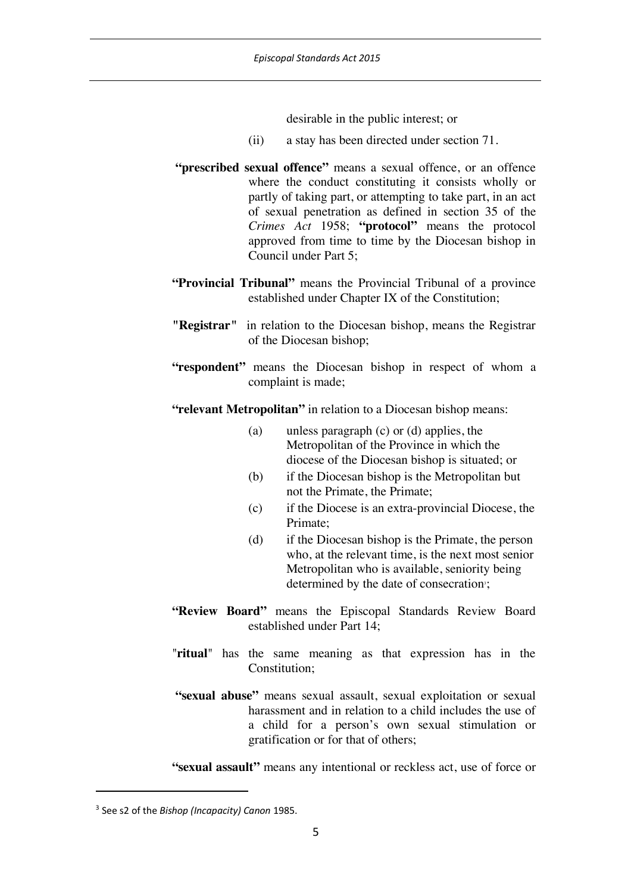desirable in the public interest; or

(ii) a stay has been directed under section 71.

**"prescribed sexual offence"** means a sexual offence, or an offence where the conduct constituting it consists wholly or partly of taking part, or attempting to take part, in an act of sexual penetration as defined in section 35 of the *Crimes Act* 1958; **"protocol"** means the protocol approved from time to time by the Diocesan bishop in Council under Part 5;

**"Provincial Tribunal"** means the Provincial Tribunal of a province established under Chapter IX of the Constitution;

**"Registrar"** in relation to the Diocesan bishop, means the Registrar of the Diocesan bishop;

**"respondent"** means the Diocesan bishop in respect of whom a complaint is made;

**"relevant Metropolitan"** in relation to a Diocesan bishop means:

(a) unless paragraph (c) or (d) applies, the Metropolitan of the Province in which the diocese of the Diocesan bishop is situated; or

(b) if the Diocesan bishop is the Metropolitan but not the Primate, the Primate;

(c) if the Diocese is an extra-provincial Diocese, the Primate;

(d) if the Diocesan bishop is the Primate, the person who, at the relevant time, is the next most senior Metropolitan who is available, seniority being determined by the date of consecration[3];

**"Review Board"** means the Episcopal Standards Review Board established under Part 14;

**"ritual"** has the same meaning as that expression has in the Constitution;

**"sexual abuse"** means sexual assault, sexual exploitation or sexual harassment and in relation to a child includes the use of a child for a person's own sexual stimulation or gratification or for that of others;

**"sexual assault"** means any intentional or reckless act, use of force or

[3] See s2 of the *Bishop (Incapacity) Canon* 1985.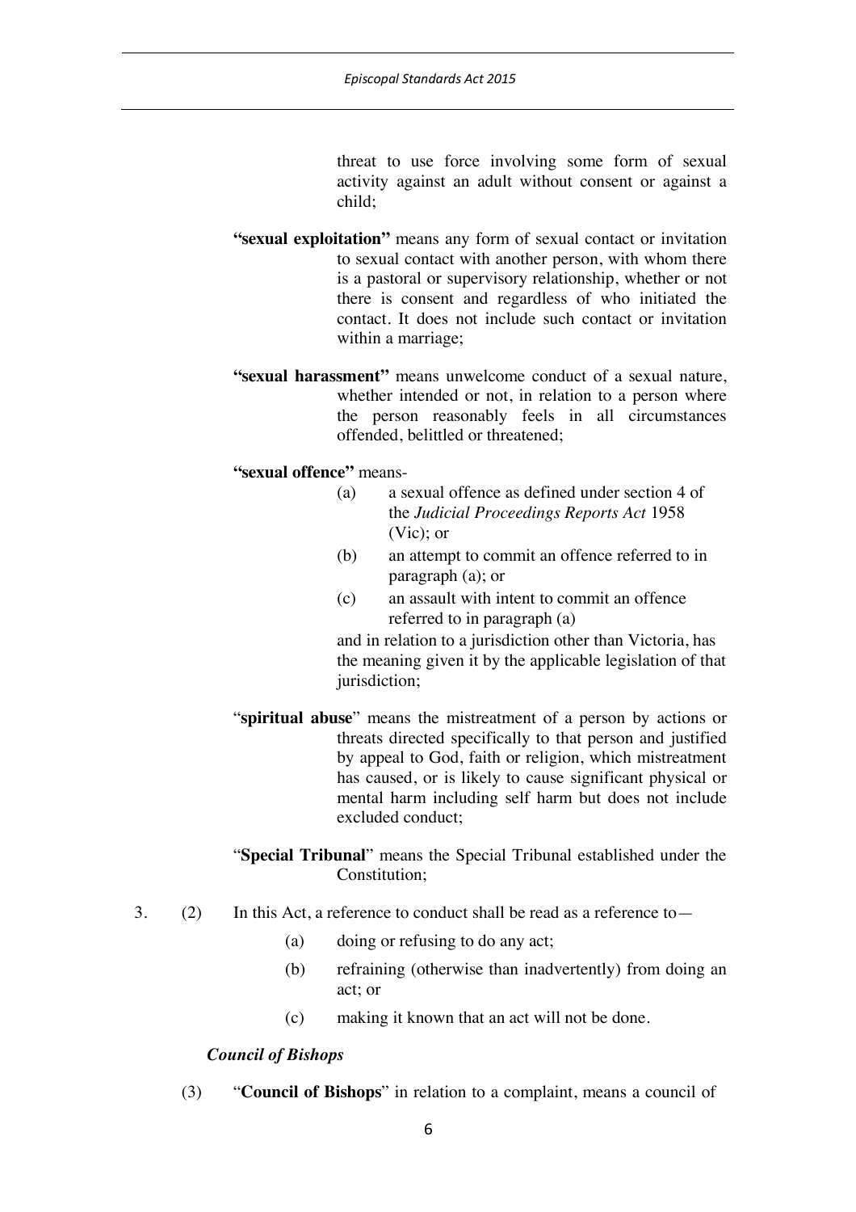threat to use force involving some form of sexual activity against an adult without consent or against a child;

**"sexual exploitation"** means any form of sexual contact or invitation to sexual contact with another person, with whom there is a pastoral or supervisory relationship, whether or not there is consent and regardless of who initiated the contact. It does not include such contact or invitation within a marriage;

**"sexual harassment"** means unwelcome conduct of a sexual nature, whether intended or not, in relation to a person where the person reasonably feels in all circumstances offended, belittled or threatened;

**"sexual offence"** means-

(a) a sexual offence as defined under section 4 of the *Judicial Proceedings Reports Act* 1958 (Vic); or

(b) an attempt to commit an offence referred to in paragraph (a); or

(c) an assault with intent to commit an offence referred to in paragraph (a)

and in relation to a jurisdiction other than Victoria, has the meaning given it by the applicable legislation of that jurisdiction;

"**spiritual abuse**" means the mistreatment of a person by actions or threats directed specifically to that person and justified by appeal to God, faith or religion, which mistreatment has caused, or is likely to cause significant physical or mental harm including self harm but does not include excluded conduct;

"**Special Tribunal**" means the Special Tribunal established under the Constitution;

3. (2) In this Act, a reference to conduct shall be read as a reference to—

(a) doing or refusing to do any act;

(b) refraining (otherwise than inadvertently) from doing an act; or

(c) making it known that an act will not be done.

***Council of Bishops***

(3) "**Council of Bishops**" in relation to a complaint, means a council of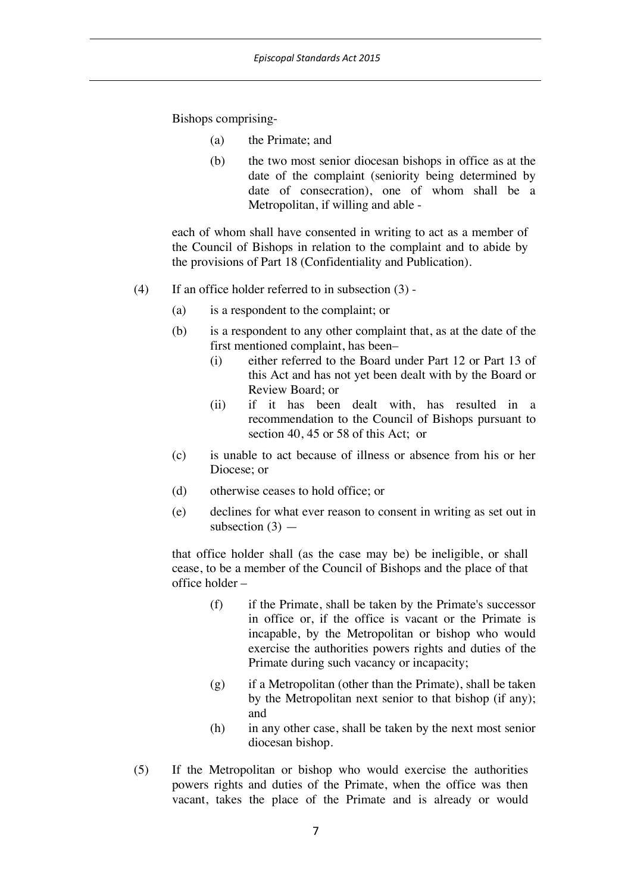Bishops comprising-

(a) the Primate; and

(b) the two most senior diocesan bishops in office as at the date of the complaint (seniority being determined by date of consecration), one of whom shall be a Metropolitan, if willing and able -

each of whom shall have consented in writing to act as a member of the Council of Bishops in relation to the complaint and to abide by the provisions of Part 18 (Confidentiality and Publication).

(4) If an office holder referred to in subsection (3) -

(a) is a respondent to the complaint; or

(b) is a respondent to any other complaint that, as at the date of the first mentioned complaint, has been–

(i) either referred to the Board under Part 12 or Part 13 of this Act and has not yet been dealt with by the Board or Review Board; or

(ii) if it has been dealt with, has resulted in a recommendation to the Council of Bishops pursuant to section 40, 45 or 58 of this Act; or

(c) is unable to act because of illness or absence from his or her Diocese; or

(d) otherwise ceases to hold office; or

(e) declines for what ever reason to consent in writing as set out in subsection (3) —

that office holder shall (as the case may be) be ineligible, or shall cease, to be a member of the Council of Bishops and the place of that office holder –

(f) if the Primate, shall be taken by the Primate's successor in office or, if the office is vacant or the Primate is incapable, by the Metropolitan or bishop who would exercise the authorities powers rights and duties of the Primate during such vacancy or incapacity;

(g) if a Metropolitan (other than the Primate), shall be taken by the Metropolitan next senior to that bishop (if any); and

(h) in any other case, shall be taken by the next most senior diocesan bishop.

(5) If the Metropolitan or bishop who would exercise the authorities powers rights and duties of the Primate, when the office was then vacant, takes the place of the Primate and is already or would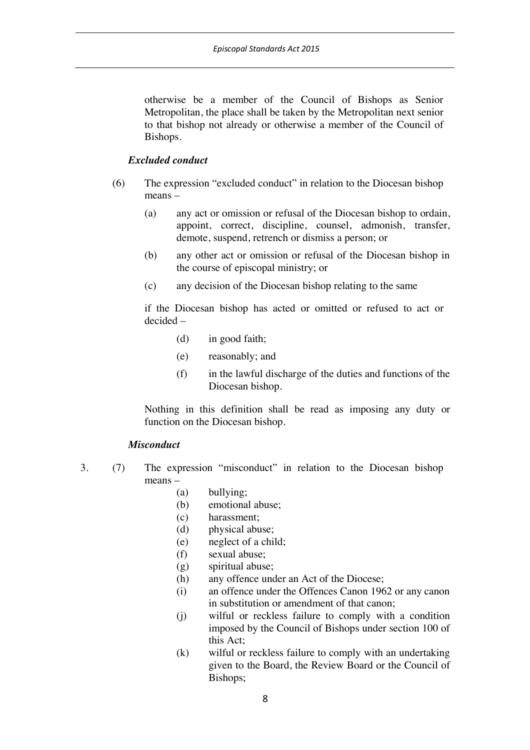otherwise be a member of the Council of Bishops as Senior Metropolitan, the place shall be taken by the Metropolitan next senior to that bishop not already or otherwise a member of the Council of Bishops.

***Excluded conduct***

(6) The expression "excluded conduct" in relation to the Diocesan bishop means –

(a) any act or omission or refusal of the Diocesan bishop to ordain, appoint, correct, discipline, counsel, admonish, transfer, demote, suspend, retrench or dismiss a person; or

(b) any other act or omission or refusal of the Diocesan bishop in the course of episcopal ministry; or

(c) any decision of the Diocesan bishop relating to the same

if the Diocesan bishop has acted or omitted or refused to act or decided –

(d) in good faith;

(e) reasonably; and

(f) in the lawful discharge of the duties and functions of the Diocesan bishop.

Nothing in this definition shall be read as imposing any duty or function on the Diocesan bishop.

***Misconduct***

3. (7) The expression "misconduct" in relation to the Diocesan bishop means –

(a) bullying;
(b) emotional abuse;
(c) harassment;
(d) physical abuse;
(e) neglect of a child;
(f) sexual abuse;
(g) spiritual abuse;
(h) any offence under an Act of the Diocese;
(i) an offence under the Offences Canon 1962 or any canon in substitution or amendment of that canon;
(j) wilful or reckless failure to comply with a condition imposed by the Council of Bishops under section 100 of this Act;
(k) wilful or reckless failure to comply with an undertaking given to the Board, the Review Board or the Council of Bishops;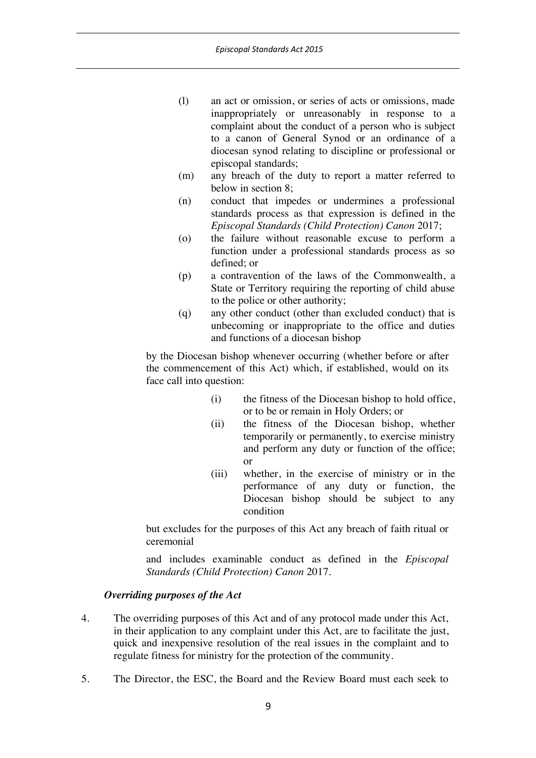(l) an act or omission, or series of acts or omissions, made inappropriately or unreasonably in response to a complaint about the conduct of a person who is subject to a canon of General Synod or an ordinance of a diocesan synod relating to discipline or professional or episcopal standards;

(m) any breach of the duty to report a matter referred to below in section 8;

(n) conduct that impedes or undermines a professional standards process as that expression is defined in the *Episcopal Standards (Child Protection) Canon* 2017;

(o) the failure without reasonable excuse to perform a function under a professional standards process as so defined; or

(p) a contravention of the laws of the Commonwealth, a State or Territory requiring the reporting of child abuse to the police or other authority;

(q) any other conduct (other than excluded conduct) that is unbecoming or inappropriate to the office and duties and functions of a diocesan bishop

by the Diocesan bishop whenever occurring (whether before or after the commencement of this Act) which, if established, would on its face call into question:

(i) the fitness of the Diocesan bishop to hold office, or to be or remain in Holy Orders; or

(ii) the fitness of the Diocesan bishop, whether temporarily or permanently, to exercise ministry and perform any duty or function of the office; or

(iii) whether, in the exercise of ministry or in the performance of any duty or function, the Diocesan bishop should be subject to any condition

but excludes for the purposes of this Act any breach of faith ritual or ceremonial

and includes examinable conduct as defined in the *Episcopal Standards (Child Protection) Canon* 2017.

***Overriding purposes of the Act***

4. The overriding purposes of this Act and of any protocol made under this Act, in their application to any complaint under this Act, are to facilitate the just, quick and inexpensive resolution of the real issues in the complaint and to regulate fitness for ministry for the protection of the community.

5. The Director, the ESC, the Board and the Review Board must each seek to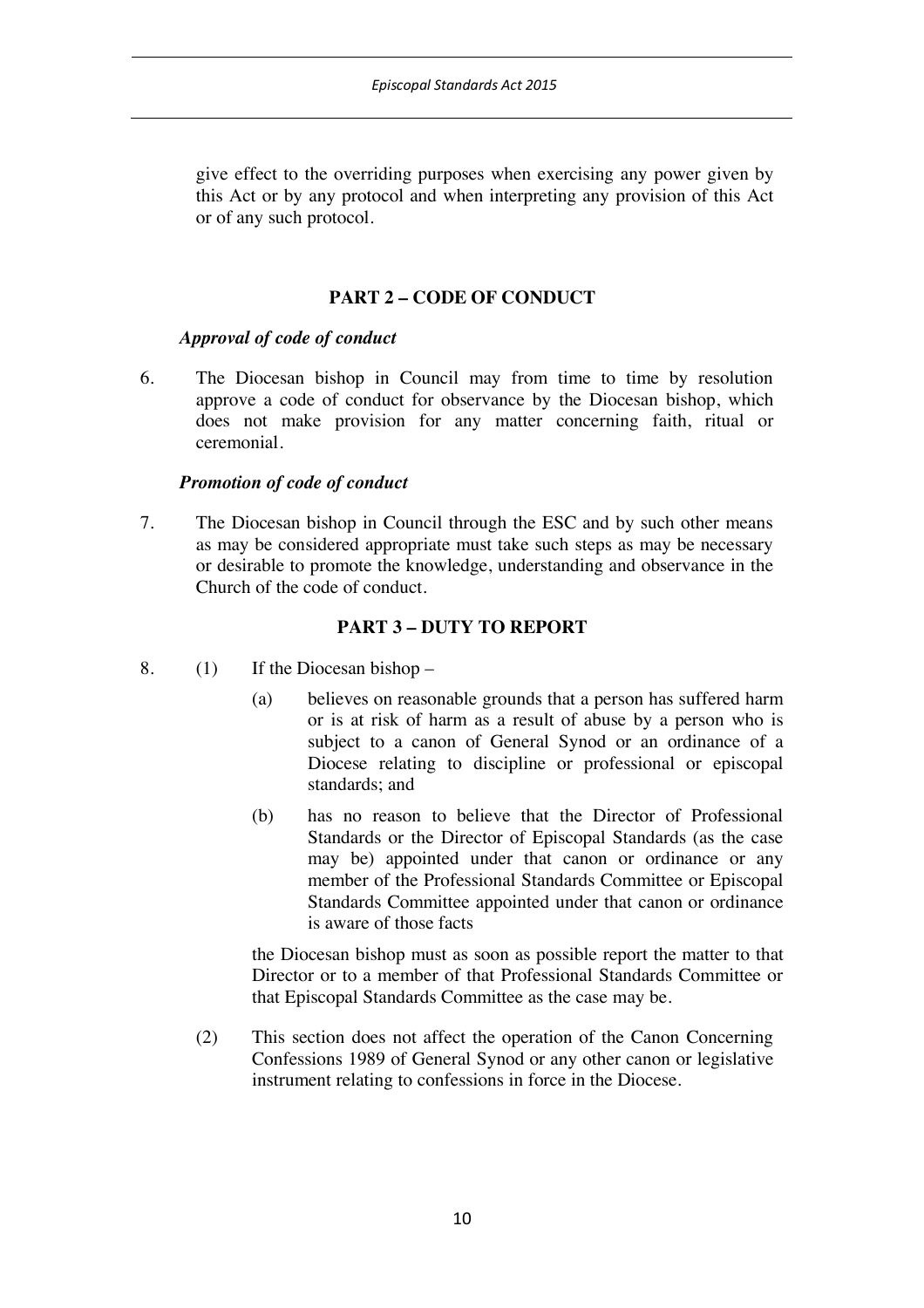give effect to the overriding purposes when exercising any power given by this Act or by any protocol and when interpreting any provision of this Act or of any such protocol.

## PART 2 – CODE OF CONDUCT

### *Approval of code of conduct*

6. The Diocesan bishop in Council may from time to time by resolution approve a code of conduct for observance by the Diocesan bishop, which does not make provision for any matter concerning faith, ritual or ceremonial.

### *Promotion of code of conduct*

7. The Diocesan bishop in Council through the ESC and by such other means as may be considered appropriate must take such steps as may be necessary or desirable to promote the knowledge, understanding and observance in the Church of the code of conduct.

## PART 3 – DUTY TO REPORT

8. (1) If the Diocesan bishop –

   (a) believes on reasonable grounds that a person has suffered harm or is at risk of harm as a result of abuse by a person who is subject to a canon of General Synod or an ordinance of a Diocese relating to discipline or professional or episcopal standards; and

   (b) has no reason to believe that the Director of Professional Standards or the Director of Episcopal Standards (as the case may be) appointed under that canon or ordinance or any member of the Professional Standards Committee or Episcopal Standards Committee appointed under that canon or ordinance is aware of those facts

   the Diocesan bishop must as soon as possible report the matter to that Director or to a member of that Professional Standards Committee or that Episcopal Standards Committee as the case may be.

   (2) This section does not affect the operation of the Canon Concerning Confessions 1989 of General Synod or any other canon or legislative instrument relating to confessions in force in the Diocese.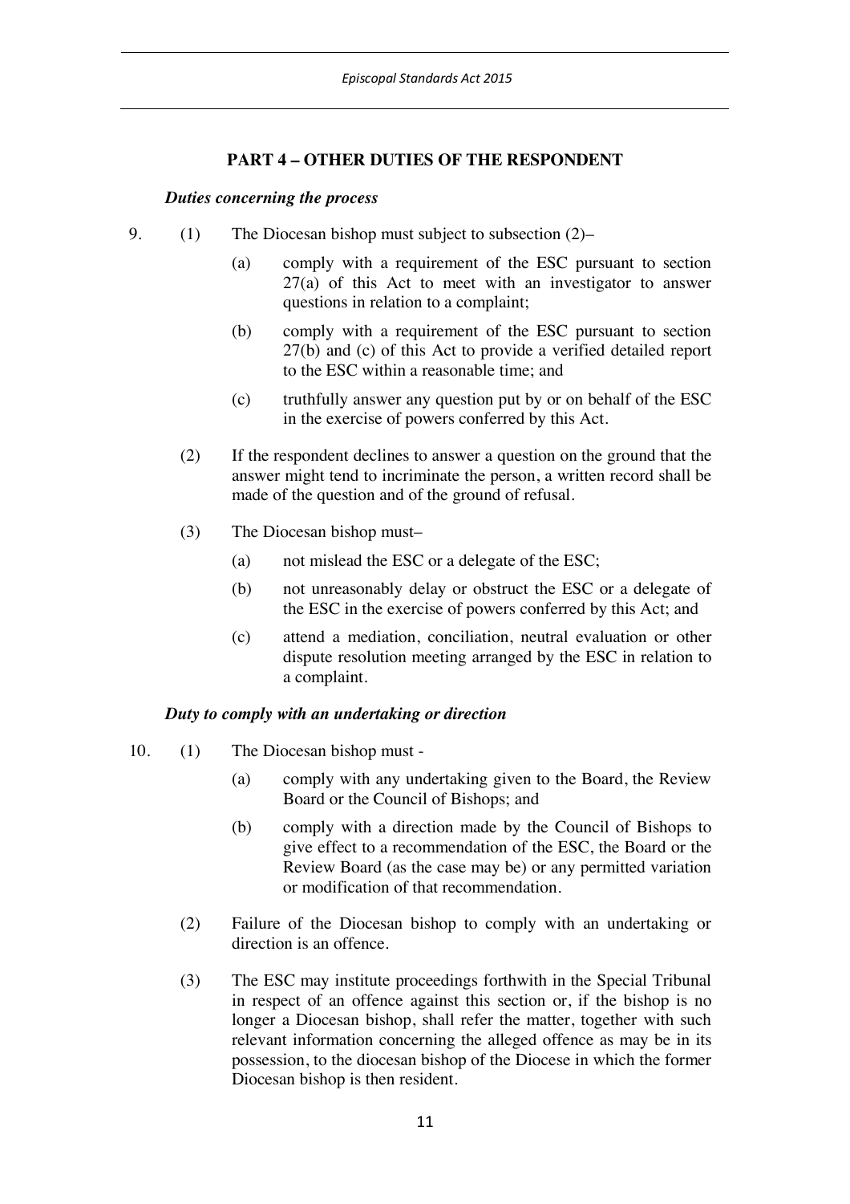## PART 4 – OTHER DUTIES OF THE RESPONDENT

***Duties concerning the process***

9. (1) The Diocesan bishop must subject to subsection (2)–

   (a) comply with a requirement of the ESC pursuant to section 27(a) of this Act to meet with an investigator to answer questions in relation to a complaint;

   (b) comply with a requirement of the ESC pursuant to section 27(b) and (c) of this Act to provide a verified detailed report to the ESC within a reasonable time; and

   (c) truthfully answer any question put by or on behalf of the ESC in the exercise of powers conferred by this Act.

   (2) If the respondent declines to answer a question on the ground that the answer might tend to incriminate the person, a written record shall be made of the question and of the ground of refusal.

   (3) The Diocesan bishop must–

   (a) not mislead the ESC or a delegate of the ESC;

   (b) not unreasonably delay or obstruct the ESC or a delegate of the ESC in the exercise of powers conferred by this Act; and

   (c) attend a mediation, conciliation, neutral evaluation or other dispute resolution meeting arranged by the ESC in relation to a complaint.

***Duty to comply with an undertaking or direction***

10. (1) The Diocesan bishop must -

   (a) comply with any undertaking given to the Board, the Review Board or the Council of Bishops; and

   (b) comply with a direction made by the Council of Bishops to give effect to a recommendation of the ESC, the Board or the Review Board (as the case may be) or any permitted variation or modification of that recommendation.

   (2) Failure of the Diocesan bishop to comply with an undertaking or direction is an offence.

   (3) The ESC may institute proceedings forthwith in the Special Tribunal in respect of an offence against this section or, if the bishop is no longer a Diocesan bishop, shall refer the matter, together with such relevant information concerning the alleged offence as may be in its possession, to the diocesan bishop of the Diocese in which the former Diocesan bishop is then resident.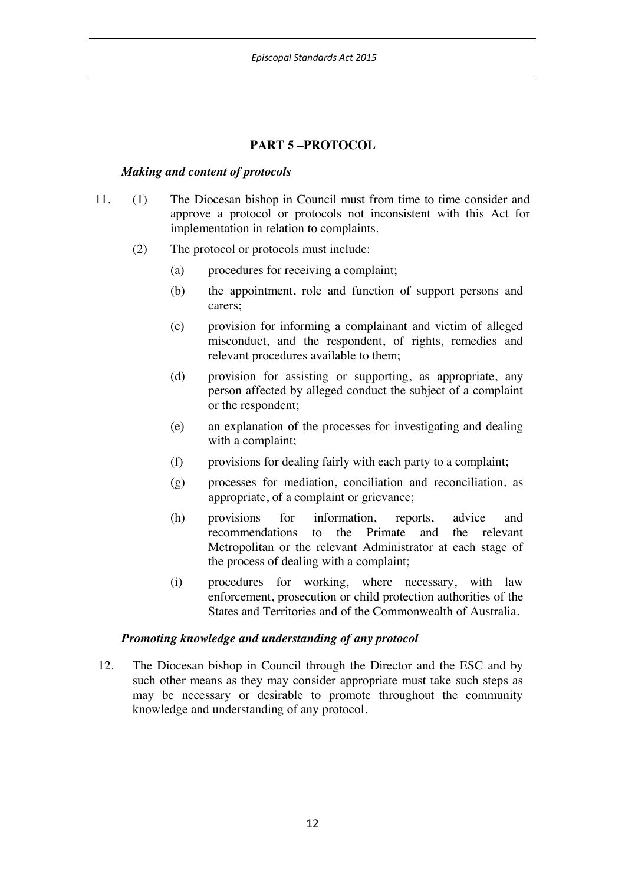## PART 5 –PROTOCOL

***Making and content of protocols***

11. (1) The Diocesan bishop in Council must from time to time consider and approve a protocol or protocols not inconsistent with this Act for implementation in relation to complaints.

    (2) The protocol or protocols must include:

    (a) procedures for receiving a complaint;

    (b) the appointment, role and function of support persons and carers;

    (c) provision for informing a complainant and victim of alleged misconduct, and the respondent, of rights, remedies and relevant procedures available to them;

    (d) provision for assisting or supporting, as appropriate, any person affected by alleged conduct the subject of a complaint or the respondent;

    (e) an explanation of the processes for investigating and dealing with a complaint;

    (f) provisions for dealing fairly with each party to a complaint;

    (g) processes for mediation, conciliation and reconciliation, as appropriate, of a complaint or grievance;

    (h) provisions for information, reports, advice and recommendations to the Primate and the relevant Metropolitan or the relevant Administrator at each stage of the process of dealing with a complaint;

    (i) procedures for working, where necessary, with law enforcement, prosecution or child protection authorities of the States and Territories and of the Commonwealth of Australia.

***Promoting knowledge and understanding of any protocol***

12. The Diocesan bishop in Council through the Director and the ESC and by such other means as they may consider appropriate must take such steps as may be necessary or desirable to promote throughout the community knowledge and understanding of any protocol.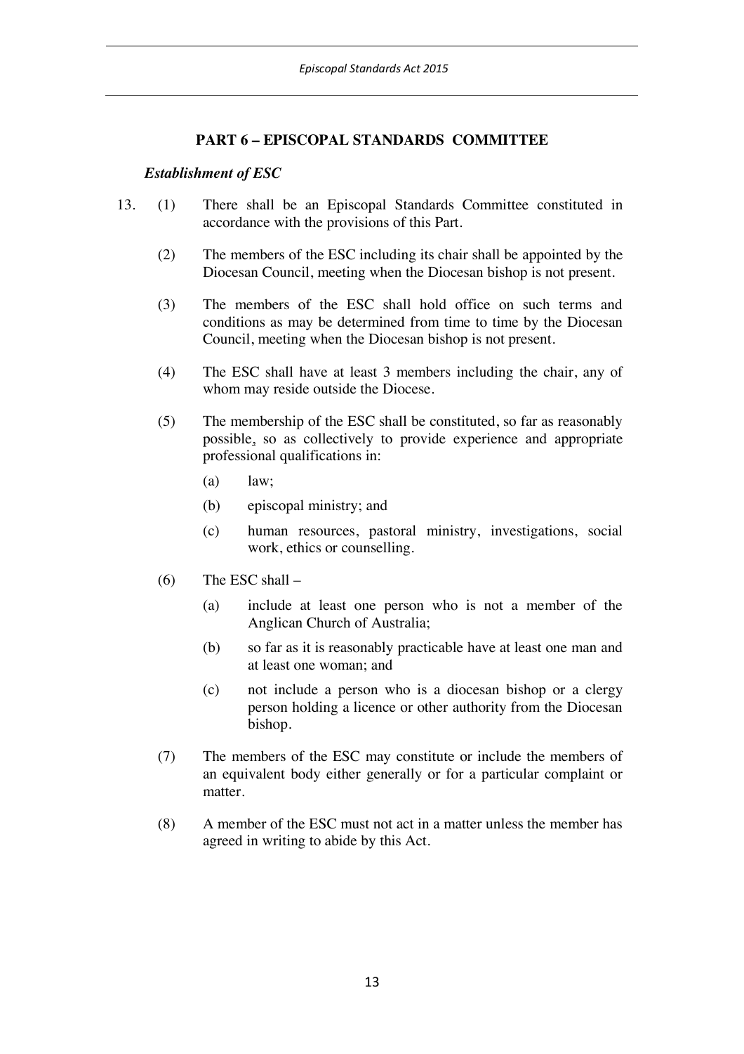## PART 6 – EPISCOPAL STANDARDS COMMITTEE

### *Establishment of ESC*

13. (1) There shall be an Episcopal Standards Committee constituted in accordance with the provisions of this Part.

(2) The members of the ESC including its chair shall be appointed by the Diocesan Council, meeting when the Diocesan bishop is not present.

(3) The members of the ESC shall hold office on such terms and conditions as may be determined from time to time by the Diocesan Council, meeting when the Diocesan bishop is not present.

(4) The ESC shall have at least 3 members including the chair, any of whom may reside outside the Diocese.

(5) The membership of the ESC shall be constituted, so far as reasonably possible, so as collectively to provide experience and appropriate professional qualifications in:

(a) law;

(b) episcopal ministry; and

(c) human resources, pastoral ministry, investigations, social work, ethics or counselling.

(6) The ESC shall –

(a) include at least one person who is not a member of the Anglican Church of Australia;

(b) so far as it is reasonably practicable have at least one man and at least one woman; and

(c) not include a person who is a diocesan bishop or a clergy person holding a licence or other authority from the Diocesan bishop.

(7) The members of the ESC may constitute or include the members of an equivalent body either generally or for a particular complaint or matter.

(8) A member of the ESC must not act in a matter unless the member has agreed in writing to abide by this Act.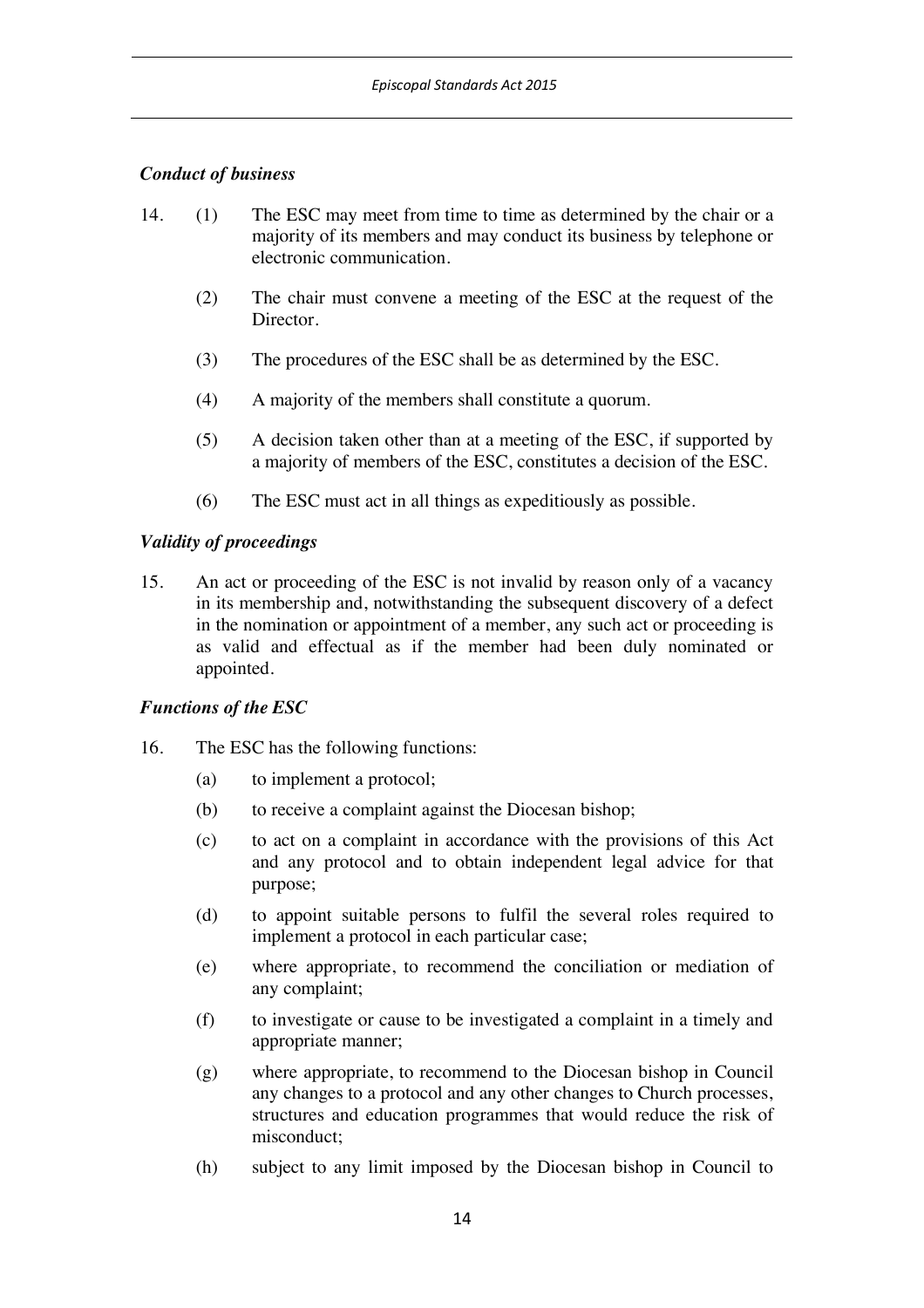***Conduct of business***

14. (1) The ESC may meet from time to time as determined by the chair or a majority of its members and may conduct its business by telephone or electronic communication.

    (2) The chair must convene a meeting of the ESC at the request of the Director.

    (3) The procedures of the ESC shall be as determined by the ESC.

    (4) A majority of the members shall constitute a quorum.

    (5) A decision taken other than at a meeting of the ESC, if supported by a majority of members of the ESC, constitutes a decision of the ESC.

    (6) The ESC must act in all things as expeditiously as possible.

***Validity of proceedings***

15. An act or proceeding of the ESC is not invalid by reason only of a vacancy in its membership and, notwithstanding the subsequent discovery of a defect in the nomination or appointment of a member, any such act or proceeding is as valid and effectual as if the member had been duly nominated or appointed.

***Functions of the ESC***

16. The ESC has the following functions:

    (a) to implement a protocol;

    (b) to receive a complaint against the Diocesan bishop;

    (c) to act on a complaint in accordance with the provisions of this Act and any protocol and to obtain independent legal advice for that purpose;

    (d) to appoint suitable persons to fulfil the several roles required to implement a protocol in each particular case;

    (e) where appropriate, to recommend the conciliation or mediation of any complaint;

    (f) to investigate or cause to be investigated a complaint in a timely and appropriate manner;

    (g) where appropriate, to recommend to the Diocesan bishop in Council any changes to a protocol and any other changes to Church processes, structures and education programmes that would reduce the risk of misconduct;

    (h) subject to any limit imposed by the Diocesan bishop in Council to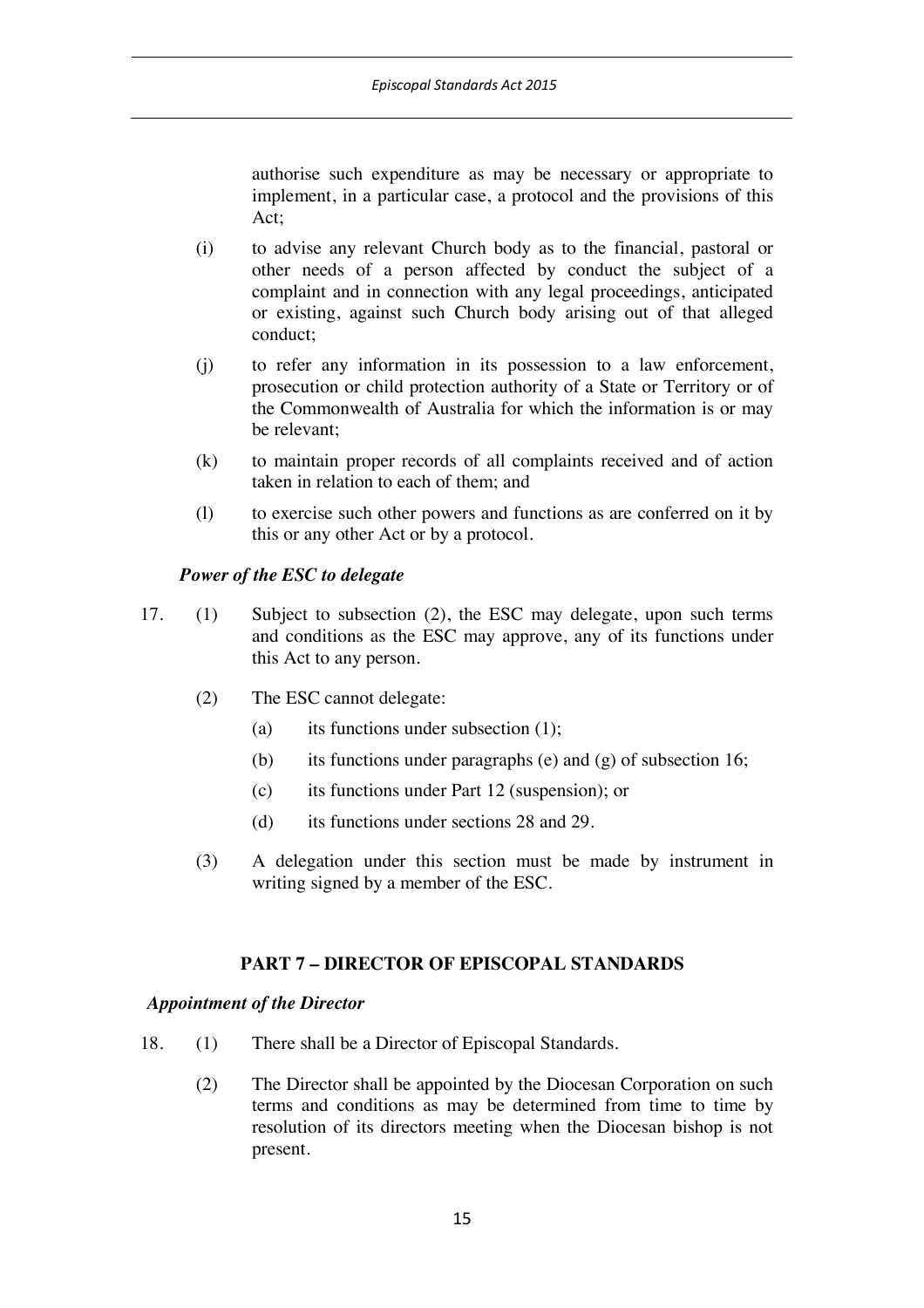authorise such expenditure as may be necessary or appropriate to implement, in a particular case, a protocol and the provisions of this Act;

(i) to advise any relevant Church body as to the financial, pastoral or other needs of a person affected by conduct the subject of a complaint and in connection with any legal proceedings, anticipated or existing, against such Church body arising out of that alleged conduct;

(j) to refer any information in its possession to a law enforcement, prosecution or child protection authority of a State or Territory or of the Commonwealth of Australia for which the information is or may be relevant;

(k) to maintain proper records of all complaints received and of action taken in relation to each of them; and

(l) to exercise such other powers and functions as are conferred on it by this or any other Act or by a protocol.

***Power of the ESC to delegate***

17. (1) Subject to subsection (2), the ESC may delegate, upon such terms and conditions as the ESC may approve, any of its functions under this Act to any person.

(2) The ESC cannot delegate:

(a) its functions under subsection (1);

(b) its functions under paragraphs (e) and (g) of subsection 16;

(c) its functions under Part 12 (suspension); or

(d) its functions under sections 28 and 29.

(3) A delegation under this section must be made by instrument in writing signed by a member of the ESC.

## PART 7 – DIRECTOR OF EPISCOPAL STANDARDS

***Appointment of the Director***

18. (1) There shall be a Director of Episcopal Standards.

(2) The Director shall be appointed by the Diocesan Corporation on such terms and conditions as may be determined from time to time by resolution of its directors meeting when the Diocesan bishop is not present.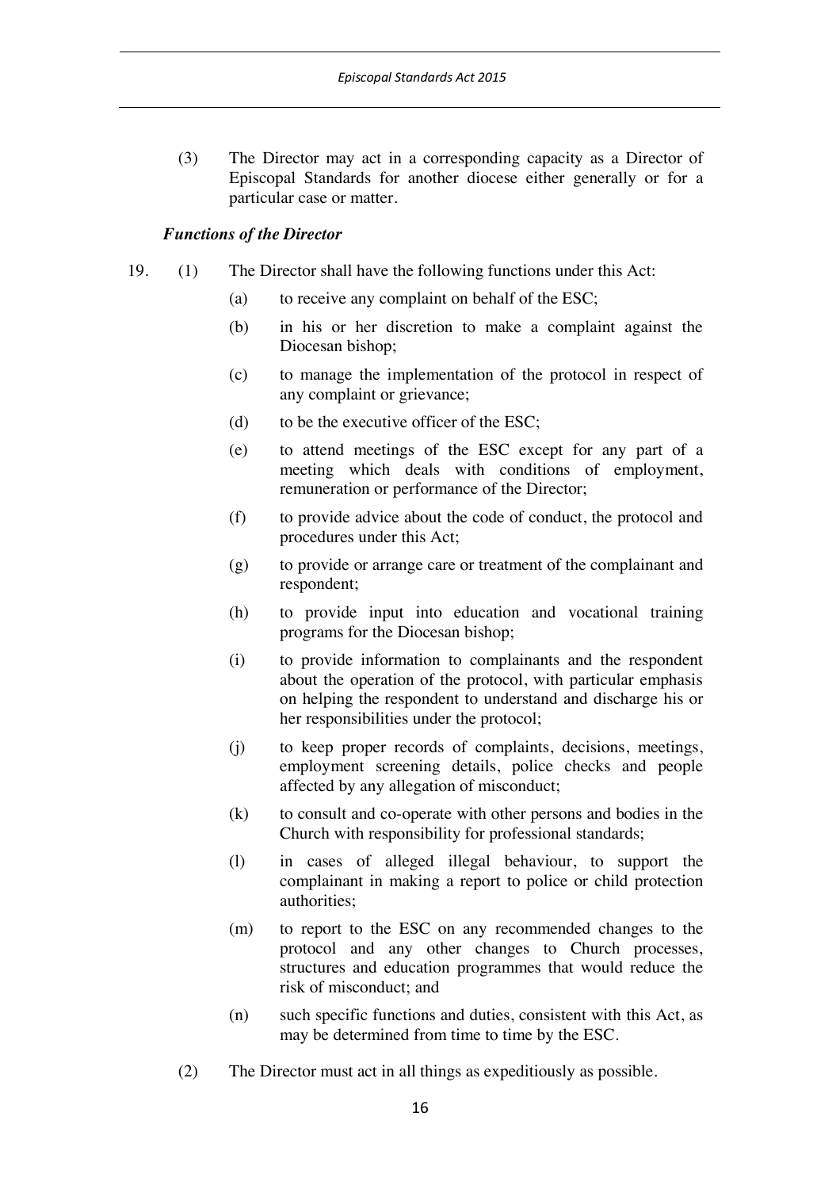(3) The Director may act in a corresponding capacity as a Director of Episcopal Standards for another diocese either generally or for a particular case or matter.

### *Functions of the Director*

19. (1) The Director shall have the following functions under this Act:

   (a) to receive any complaint on behalf of the ESC;

   (b) in his or her discretion to make a complaint against the Diocesan bishop;

   (c) to manage the implementation of the protocol in respect of any complaint or grievance;

   (d) to be the executive officer of the ESC;

   (e) to attend meetings of the ESC except for any part of a meeting which deals with conditions of employment, remuneration or performance of the Director;

   (f) to provide advice about the code of conduct, the protocol and procedures under this Act;

   (g) to provide or arrange care or treatment of the complainant and respondent;

   (h) to provide input into education and vocational training programs for the Diocesan bishop;

   (i) to provide information to complainants and the respondent about the operation of the protocol, with particular emphasis on helping the respondent to understand and discharge his or her responsibilities under the protocol;

   (j) to keep proper records of complaints, decisions, meetings, employment screening details, police checks and people affected by any allegation of misconduct;

   (k) to consult and co-operate with other persons and bodies in the Church with responsibility for professional standards;

   (l) in cases of alleged illegal behaviour, to support the complainant in making a report to police or child protection authorities;

   (m) to report to the ESC on any recommended changes to the protocol and any other changes to Church processes, structures and education programmes that would reduce the risk of misconduct; and

   (n) such specific functions and duties, consistent with this Act, as may be determined from time to time by the ESC.

(2) The Director must act in all things as expeditiously as possible.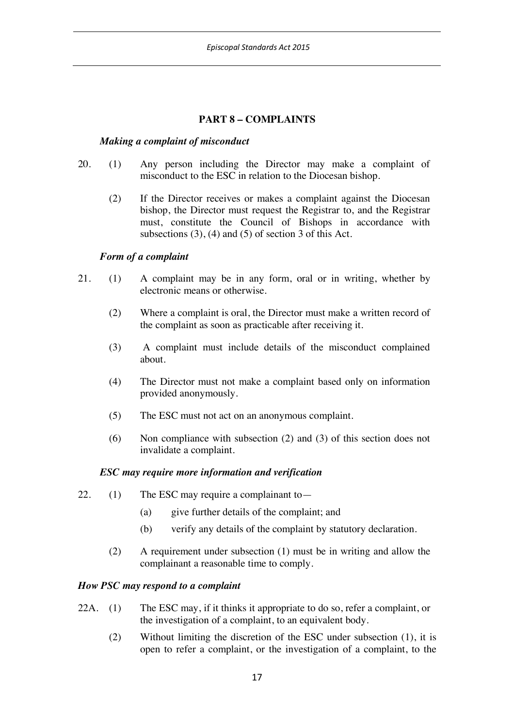## PART 8 – COMPLAINTS

***Making a complaint of misconduct***

20. (1) Any person including the Director may make a complaint of misconduct to the ESC in relation to the Diocesan bishop.

(2) If the Director receives or makes a complaint against the Diocesan bishop, the Director must request the Registrar to, and the Registrar must, constitute the Council of Bishops in accordance with subsections (3), (4) and (5) of section 3 of this Act.

***Form of a complaint***

21. (1) A complaint may be in any form, oral or in writing, whether by electronic means or otherwise.

(2) Where a complaint is oral, the Director must make a written record of the complaint as soon as practicable after receiving it.

(3) A complaint must include details of the misconduct complained about.

(4) The Director must not make a complaint based only on information provided anonymously.

(5) The ESC must not act on an anonymous complaint.

(6) Non compliance with subsection (2) and (3) of this section does not invalidate a complaint.

***ESC may require more information and verification***

22. (1) The ESC may require a complainant to—

(a) give further details of the complaint; and

(b) verify any details of the complaint by statutory declaration.

(2) A requirement under subsection (1) must be in writing and allow the complainant a reasonable time to comply.

***How PSC may respond to a complaint***

22A. (1) The ESC may, if it thinks it appropriate to do so, refer a complaint, or the investigation of a complaint, to an equivalent body.

(2) Without limiting the discretion of the ESC under subsection (1), it is open to refer a complaint, or the investigation of a complaint, to the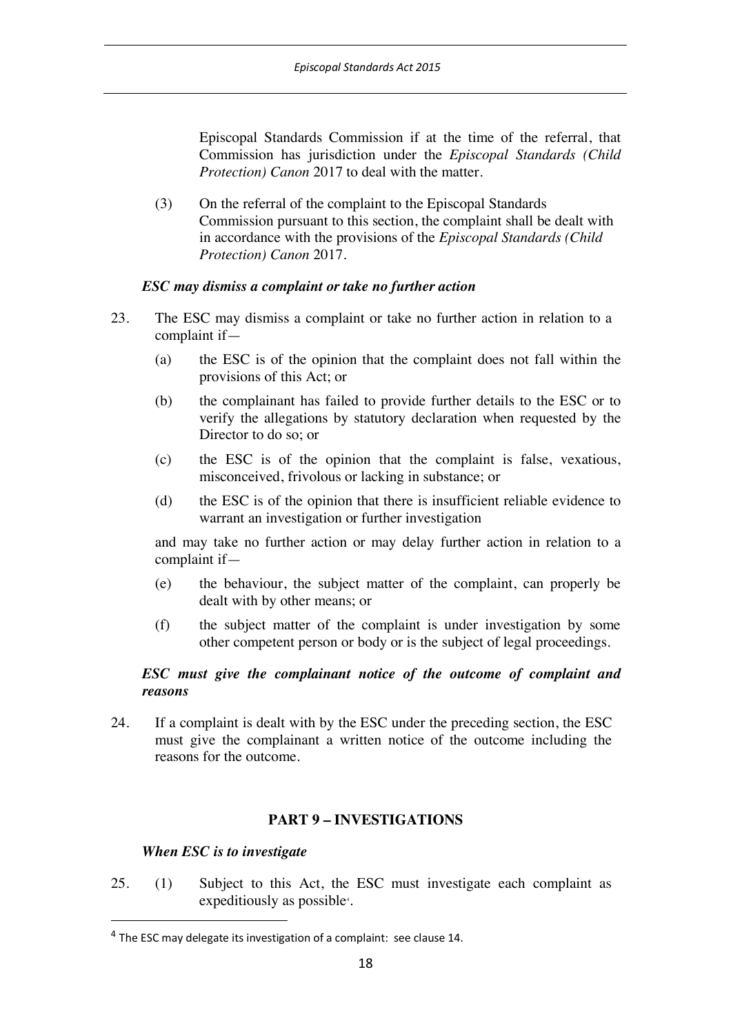Episcopal Standards Commission if at the time of the referral, that Commission has jurisdiction under the *Episcopal Standards (Child Protection) Canon* 2017 to deal with the matter.

(3) On the referral of the complaint to the Episcopal Standards Commission pursuant to this section, the complaint shall be dealt with in accordance with the provisions of the *Episcopal Standards (Child Protection) Canon* 2017.

***ESC may dismiss a complaint or take no further action***

23. The ESC may dismiss a complaint or take no further action in relation to a complaint if—

 (a) the ESC is of the opinion that the complaint does not fall within the provisions of this Act; or

 (b) the complainant has failed to provide further details to the ESC or to verify the allegations by statutory declaration when requested by the Director to do so; or

 (c) the ESC is of the opinion that the complaint is false, vexatious, misconceived, frivolous or lacking in substance; or

 (d) the ESC is of the opinion that there is insufficient reliable evidence to warrant an investigation or further investigation

 and may take no further action or may delay further action in relation to a complaint if—

 (e) the behaviour, the subject matter of the complaint, can properly be dealt with by other means; or

 (f) the subject matter of the complaint is under investigation by some other competent person or body or is the subject of legal proceedings.

***ESC must give the complainant notice of the outcome of complaint and reasons***

24. If a complaint is dealt with by the ESC under the preceding section, the ESC must give the complainant a written notice of the outcome including the reasons for the outcome.

## PART 9 – INVESTIGATIONS

***When ESC is to investigate***

25. (1) Subject to this Act, the ESC must investigate each complaint as expeditiously as possible[4].

[4] The ESC may delegate its investigation of a complaint: see clause 14.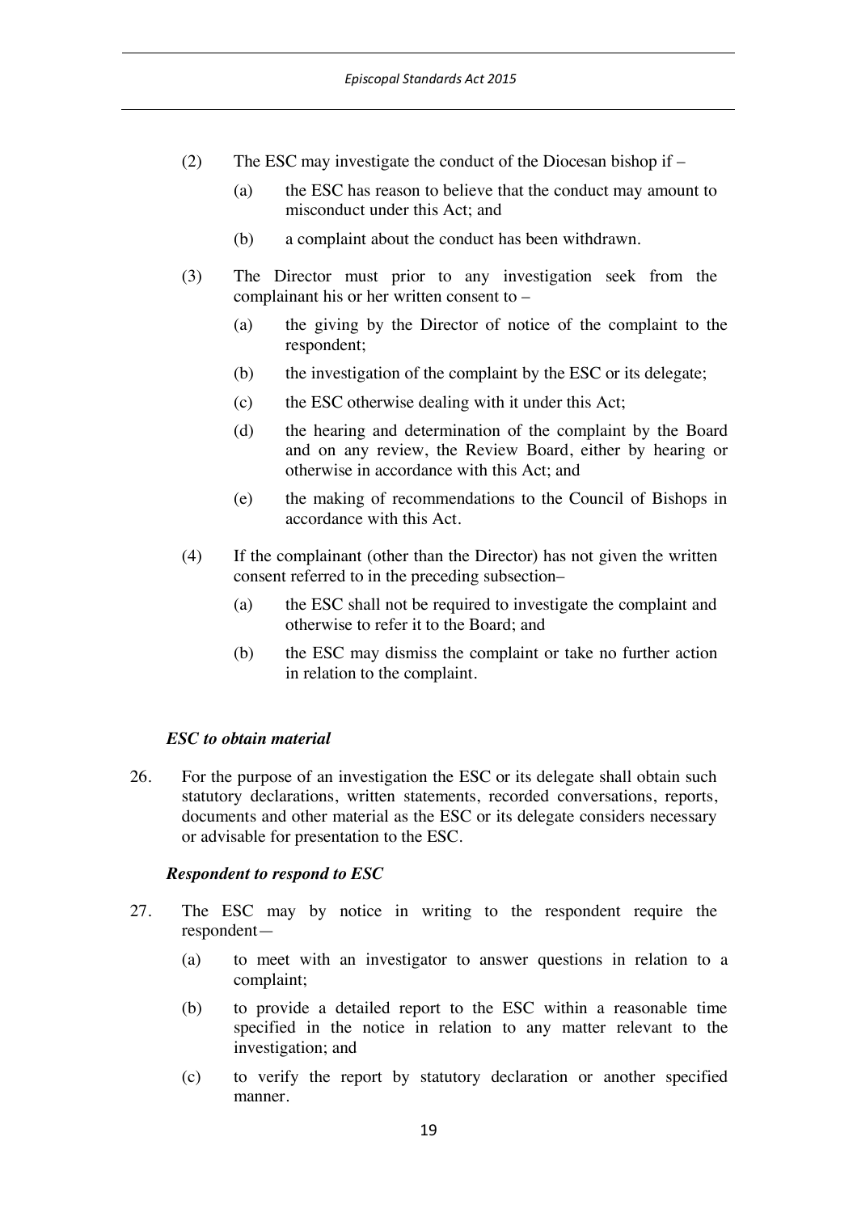(2) The ESC may investigate the conduct of the Diocesan bishop if –

   (a) the ESC has reason to believe that the conduct may amount to misconduct under this Act; and

   (b) a complaint about the conduct has been withdrawn.

(3) The Director must prior to any investigation seek from the complainant his or her written consent to –

   (a) the giving by the Director of notice of the complaint to the respondent;

   (b) the investigation of the complaint by the ESC or its delegate;

   (c) the ESC otherwise dealing with it under this Act;

   (d) the hearing and determination of the complaint by the Board and on any review, the Review Board, either by hearing or otherwise in accordance with this Act; and

   (e) the making of recommendations to the Council of Bishops in accordance with this Act.

(4) If the complainant (other than the Director) has not given the written consent referred to in the preceding subsection–

   (a) the ESC shall not be required to investigate the complaint and otherwise to refer it to the Board; and

   (b) the ESC may dismiss the complaint or take no further action in relation to the complaint.

### *ESC to obtain material*

26. For the purpose of an investigation the ESC or its delegate shall obtain such statutory declarations, written statements, recorded conversations, reports, documents and other material as the ESC or its delegate considers necessary or advisable for presentation to the ESC.

### *Respondent to respond to ESC*

27. The ESC may by notice in writing to the respondent require the respondent—

   (a) to meet with an investigator to answer questions in relation to a complaint;

   (b) to provide a detailed report to the ESC within a reasonable time specified in the notice in relation to any matter relevant to the investigation; and

   (c) to verify the report by statutory declaration or another specified manner.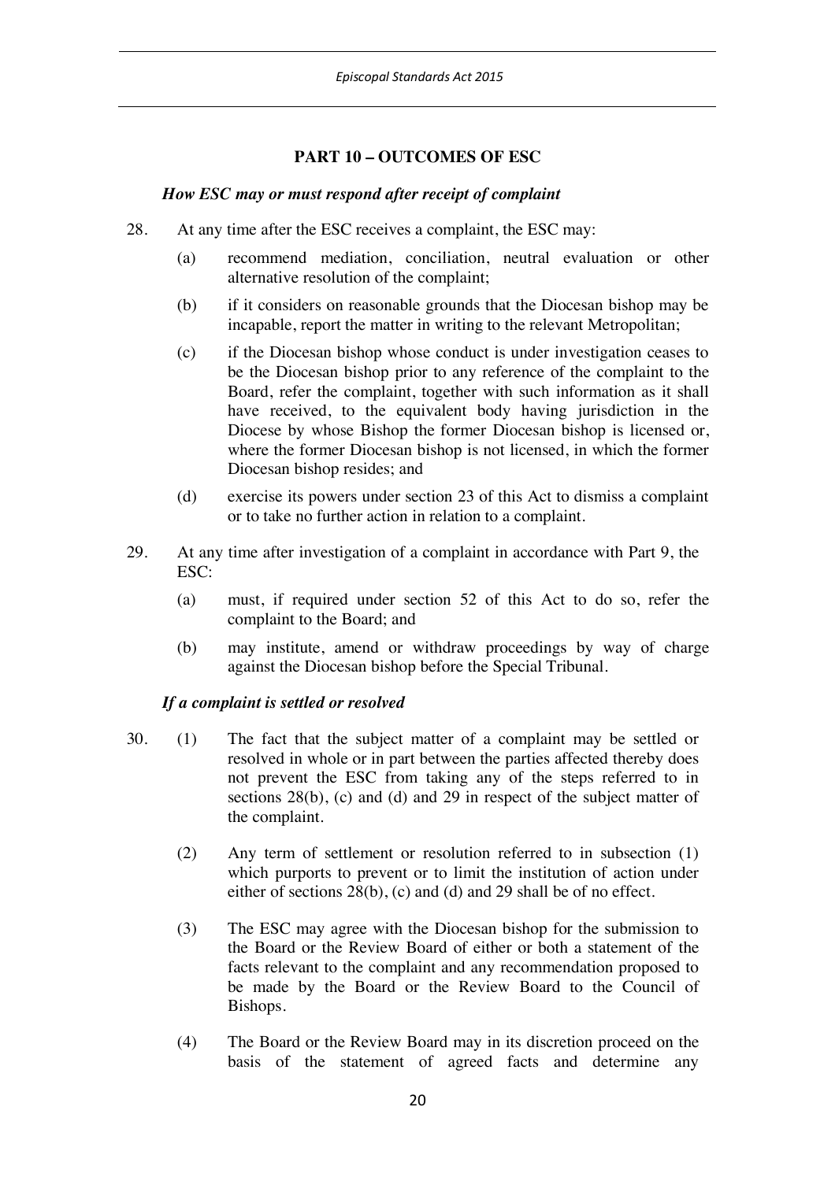## PART 10 – OUTCOMES OF ESC

### *How ESC may or must respond after receipt of complaint*

28. At any time after the ESC receives a complaint, the ESC may:

    (a) recommend mediation, conciliation, neutral evaluation or other alternative resolution of the complaint;

    (b) if it considers on reasonable grounds that the Diocesan bishop may be incapable, report the matter in writing to the relevant Metropolitan;

    (c) if the Diocesan bishop whose conduct is under investigation ceases to be the Diocesan bishop prior to any reference of the complaint to the Board, refer the complaint, together with such information as it shall have received, to the equivalent body having jurisdiction in the Diocese by whose Bishop the former Diocesan bishop is licensed or, where the former Diocesan bishop is not licensed, in which the former Diocesan bishop resides; and

    (d) exercise its powers under section 23 of this Act to dismiss a complaint or to take no further action in relation to a complaint.

29. At any time after investigation of a complaint in accordance with Part 9, the ESC:

    (a) must, if required under section 52 of this Act to do so, refer the complaint to the Board; and

    (b) may institute, amend or withdraw proceedings by way of charge against the Diocesan bishop before the Special Tribunal.

### *If a complaint is settled or resolved*

30. (1) The fact that the subject matter of a complaint may be settled or resolved in whole or in part between the parties affected thereby does not prevent the ESC from taking any of the steps referred to in sections 28(b), (c) and (d) and 29 in respect of the subject matter of the complaint.

    (2) Any term of settlement or resolution referred to in subsection (1) which purports to prevent or to limit the institution of action under either of sections 28(b), (c) and (d) and 29 shall be of no effect.

    (3) The ESC may agree with the Diocesan bishop for the submission to the Board or the Review Board of either or both a statement of the facts relevant to the complaint and any recommendation proposed to be made by the Board or the Review Board to the Council of Bishops.

    (4) The Board or the Review Board may in its discretion proceed on the basis of the statement of agreed facts and determine any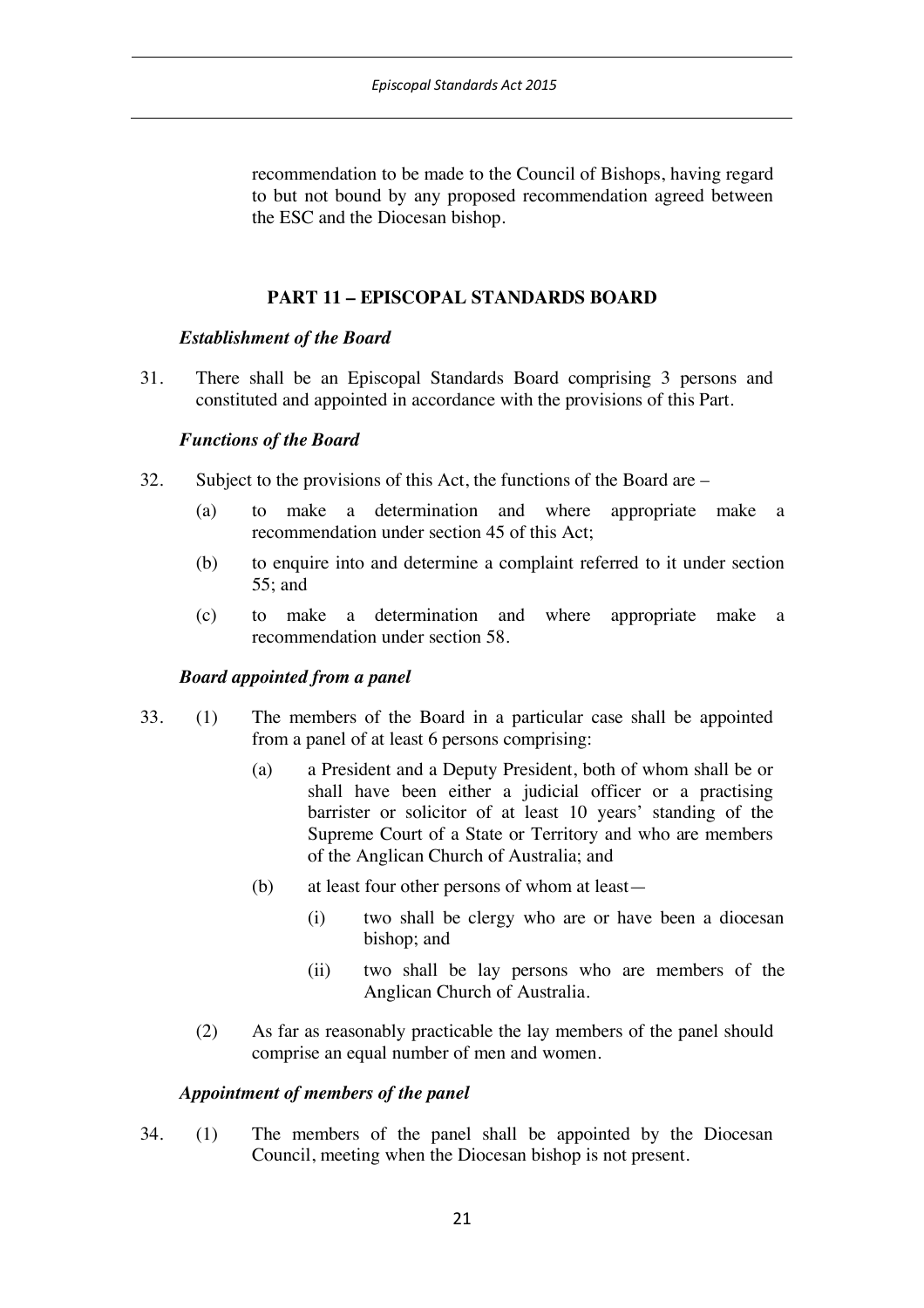recommendation to be made to the Council of Bishops, having regard to but not bound by any proposed recommendation agreed between the ESC and the Diocesan bishop.

## PART 11 – EPISCOPAL STANDARDS BOARD

### *Establishment of the Board*

31. There shall be an Episcopal Standards Board comprising 3 persons and constituted and appointed in accordance with the provisions of this Part.

### *Functions of the Board*

32. Subject to the provisions of this Act, the functions of the Board are –

    (a) to make a determination and where appropriate make a recommendation under section 45 of this Act;

    (b) to enquire into and determine a complaint referred to it under section 55; and

    (c) to make a determination and where appropriate make a recommendation under section 58.

### *Board appointed from a panel*

33. (1) The members of the Board in a particular case shall be appointed from a panel of at least 6 persons comprising:

    (a) a President and a Deputy President, both of whom shall be or shall have been either a judicial officer or a practising barrister or solicitor of at least 10 years' standing of the Supreme Court of a State or Territory and who are members of the Anglican Church of Australia; and

    (b) at least four other persons of whom at least—

        (i) two shall be clergy who are or have been a diocesan bishop; and

        (ii) two shall be lay persons who are members of the Anglican Church of Australia.

    (2) As far as reasonably practicable the lay members of the panel should comprise an equal number of men and women.

### *Appointment of members of the panel*

34. (1) The members of the panel shall be appointed by the Diocesan Council, meeting when the Diocesan bishop is not present.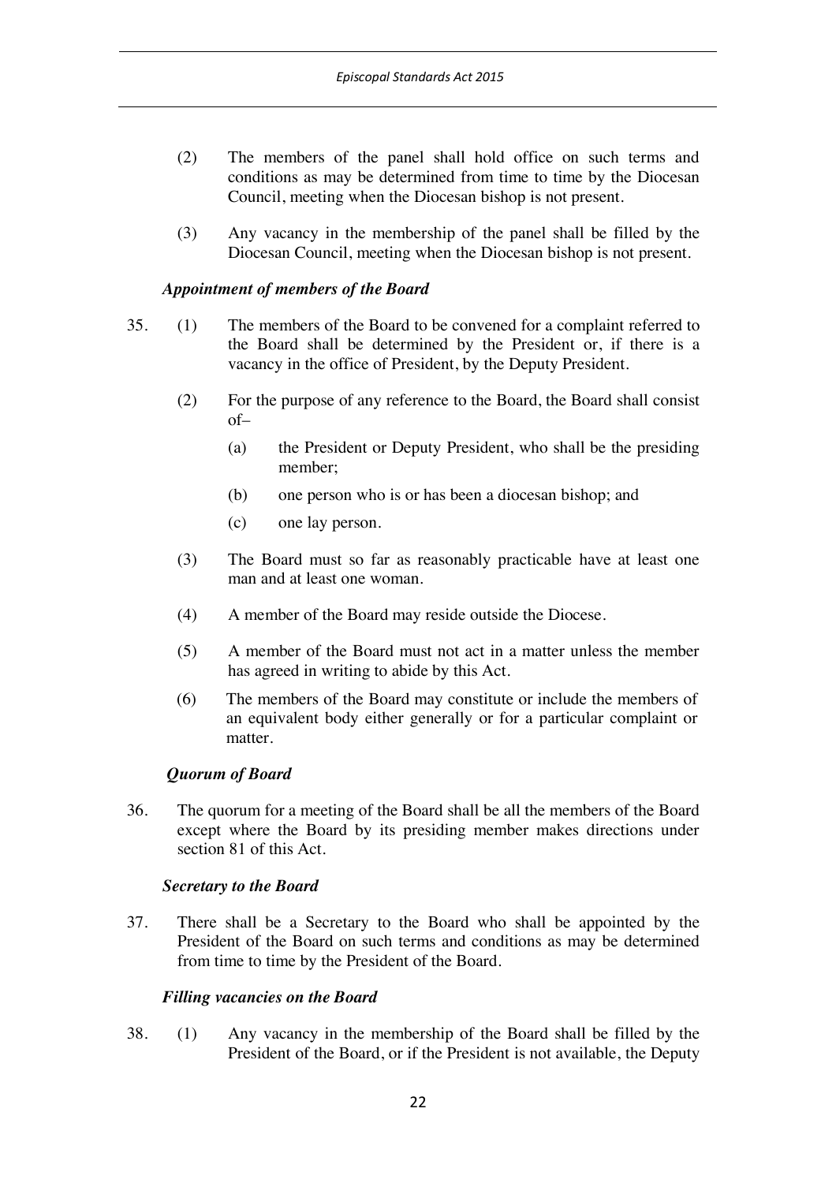(2) The members of the panel shall hold office on such terms and conditions as may be determined from time to time by the Diocesan Council, meeting when the Diocesan bishop is not present.

(3) Any vacancy in the membership of the panel shall be filled by the Diocesan Council, meeting when the Diocesan bishop is not present.

***Appointment of members of the Board***

35. (1) The members of the Board to be convened for a complaint referred to the Board shall be determined by the President or, if there is a vacancy in the office of President, by the Deputy President.

(2) For the purpose of any reference to the Board, the Board shall consist of–

   (a) the President or Deputy President, who shall be the presiding member;

   (b) one person who is or has been a diocesan bishop; and

   (c) one lay person.

(3) The Board must so far as reasonably practicable have at least one man and at least one woman.

(4) A member of the Board may reside outside the Diocese.

(5) A member of the Board must not act in a matter unless the member has agreed in writing to abide by this Act.

(6) The members of the Board may constitute or include the members of an equivalent body either generally or for a particular complaint or matter.

***Quorum of Board***

36. The quorum for a meeting of the Board shall be all the members of the Board except where the Board by its presiding member makes directions under section 81 of this Act.

***Secretary to the Board***

37. There shall be a Secretary to the Board who shall be appointed by the President of the Board on such terms and conditions as may be determined from time to time by the President of the Board.

***Filling vacancies on the Board***

38. (1) Any vacancy in the membership of the Board shall be filled by the President of the Board, or if the President is not available, the Deputy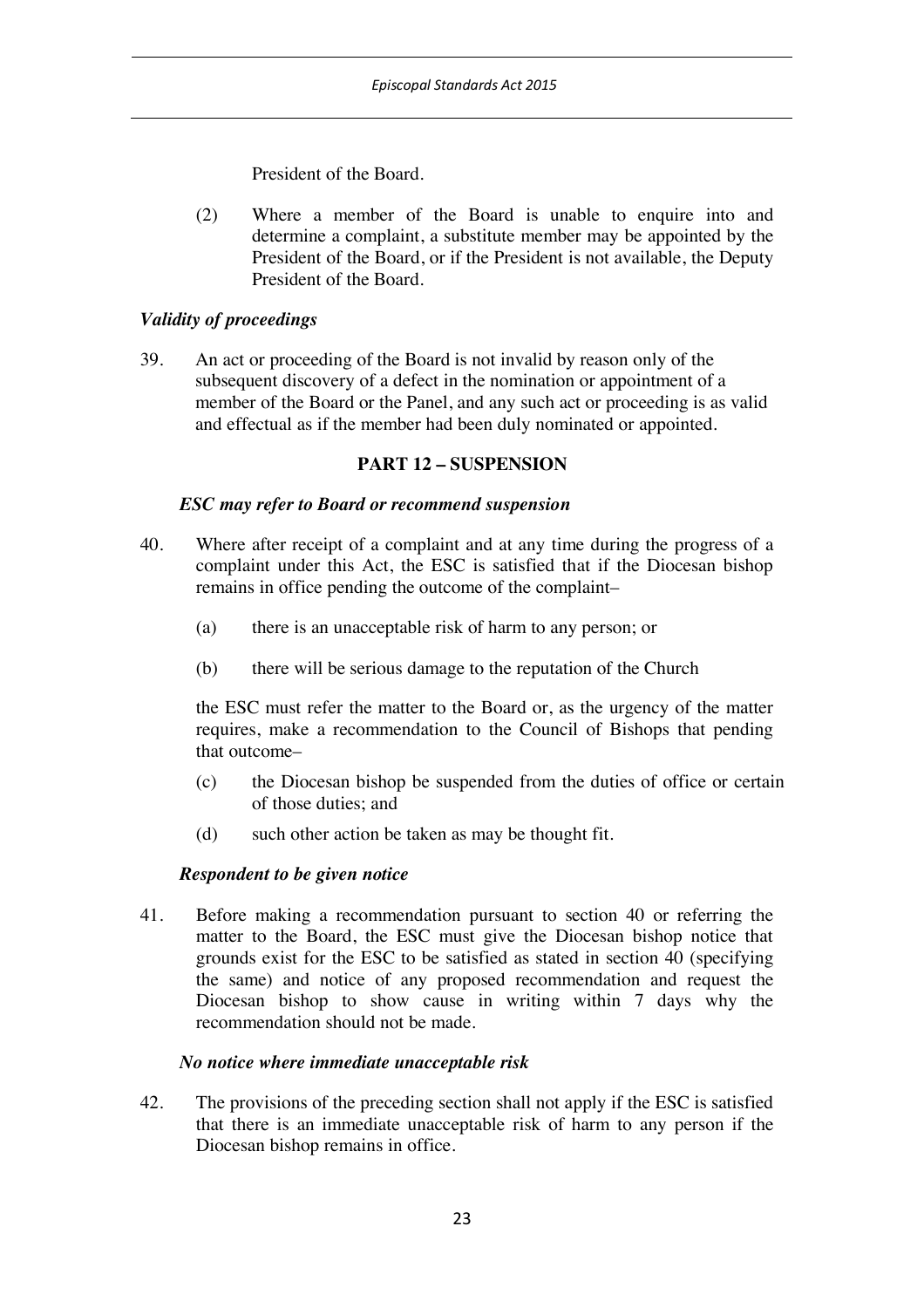President of the Board.

(2) Where a member of the Board is unable to enquire into and determine a complaint, a substitute member may be appointed by the President of the Board, or if the President is not available, the Deputy President of the Board.

***Validity of proceedings***

39. An act or proceeding of the Board is not invalid by reason only of the subsequent discovery of a defect in the nomination or appointment of a member of the Board or the Panel, and any such act or proceeding is as valid and effectual as if the member had been duly nominated or appointed.

**PART 12 – SUSPENSION**

***ESC may refer to Board or recommend suspension***

40. Where after receipt of a complaint and at any time during the progress of a complaint under this Act, the ESC is satisfied that if the Diocesan bishop remains in office pending the outcome of the complaint–

    (a) there is an unacceptable risk of harm to any person; or

    (b) there will be serious damage to the reputation of the Church

    the ESC must refer the matter to the Board or, as the urgency of the matter requires, make a recommendation to the Council of Bishops that pending that outcome–

    (c) the Diocesan bishop be suspended from the duties of office or certain of those duties; and

    (d) such other action be taken as may be thought fit.

***Respondent to be given notice***

41. Before making a recommendation pursuant to section 40 or referring the matter to the Board, the ESC must give the Diocesan bishop notice that grounds exist for the ESC to be satisfied as stated in section 40 (specifying the same) and notice of any proposed recommendation and request the Diocesan bishop to show cause in writing within 7 days why the recommendation should not be made.

***No notice where immediate unacceptable risk***

42. The provisions of the preceding section shall not apply if the ESC is satisfied that there is an immediate unacceptable risk of harm to any person if the Diocesan bishop remains in office.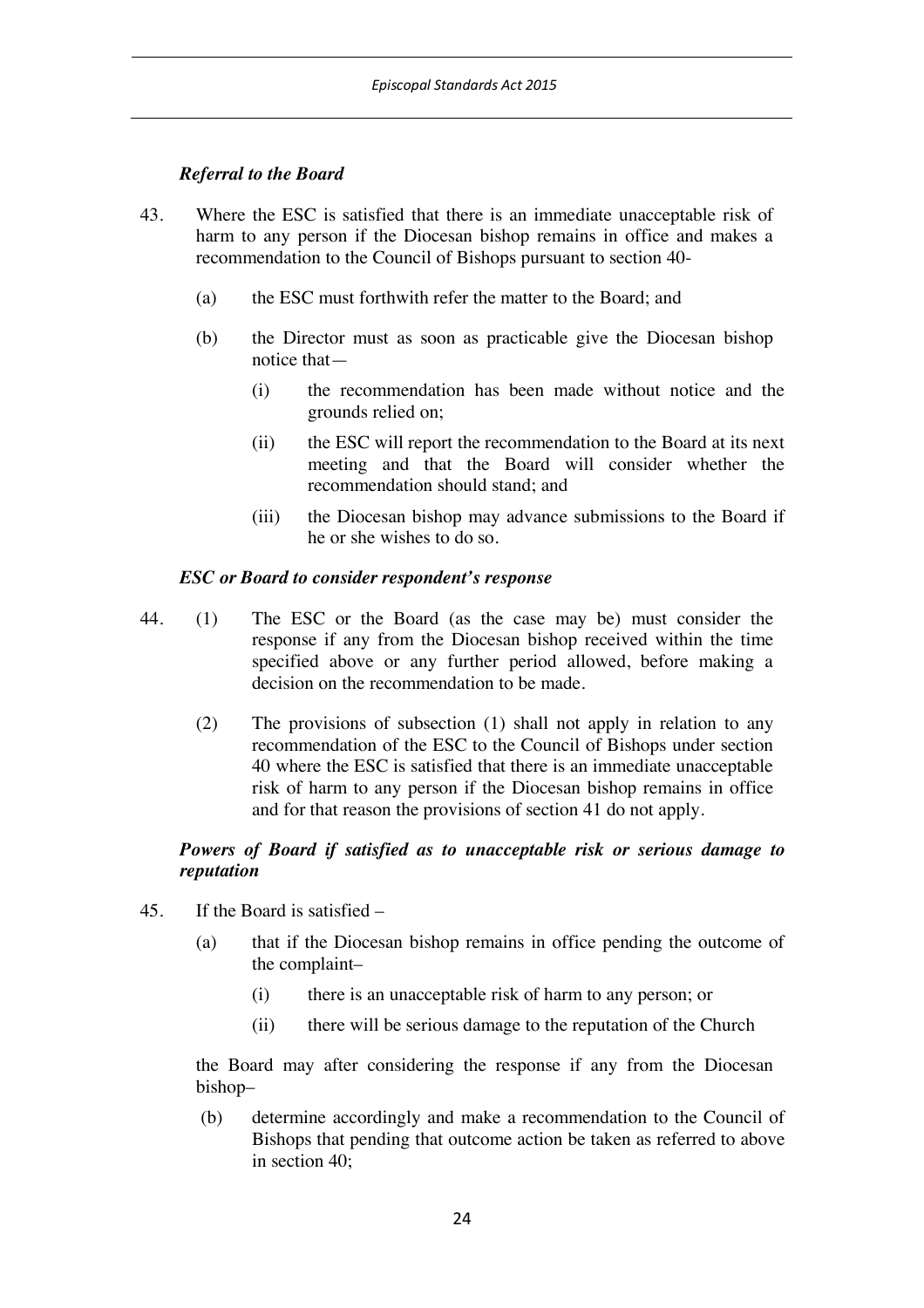### *Referral to the Board*

43. Where the ESC is satisfied that there is an immediate unacceptable risk of harm to any person if the Diocesan bishop remains in office and makes a recommendation to the Council of Bishops pursuant to section 40-

    (a) the ESC must forthwith refer the matter to the Board; and

    (b) the Director must as soon as practicable give the Diocesan bishop notice that—

        (i) the recommendation has been made without notice and the grounds relied on;

        (ii) the ESC will report the recommendation to the Board at its next meeting and that the Board will consider whether the recommendation should stand; and

        (iii) the Diocesan bishop may advance submissions to the Board if he or she wishes to do so.

### *ESC or Board to consider respondent's response*

44. (1) The ESC or the Board (as the case may be) must consider the response if any from the Diocesan bishop received within the time specified above or any further period allowed, before making a decision on the recommendation to be made.

    (2) The provisions of subsection (1) shall not apply in relation to any recommendation of the ESC to the Council of Bishops under section 40 where the ESC is satisfied that there is an immediate unacceptable risk of harm to any person if the Diocesan bishop remains in office and for that reason the provisions of section 41 do not apply.

### *Powers of Board if satisfied as to unacceptable risk or serious damage to reputation*

45. If the Board is satisfied –

    (a) that if the Diocesan bishop remains in office pending the outcome of the complaint–

        (i) there is an unacceptable risk of harm to any person; or

        (ii) there will be serious damage to the reputation of the Church

    the Board may after considering the response if any from the Diocesan bishop–

    (b) determine accordingly and make a recommendation to the Council of Bishops that pending that outcome action be taken as referred to above in section 40;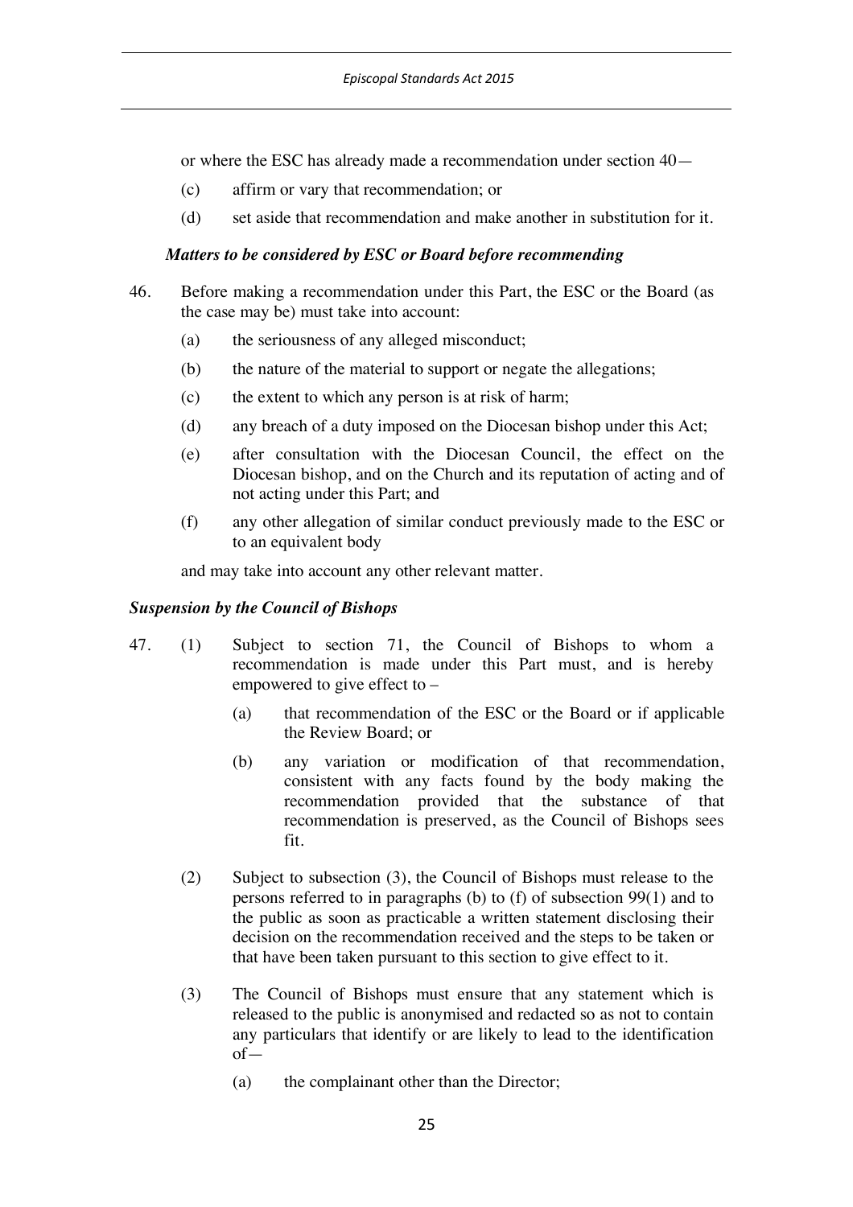or where the ESC has already made a recommendation under section 40—

(c) affirm or vary that recommendation; or

(d) set aside that recommendation and make another in substitution for it.

***Matters to be considered by ESC or Board before recommending***

46. Before making a recommendation under this Part, the ESC or the Board (as the case may be) must take into account:

(a) the seriousness of any alleged misconduct;

(b) the nature of the material to support or negate the allegations;

(c) the extent to which any person is at risk of harm;

(d) any breach of a duty imposed on the Diocesan bishop under this Act;

(e) after consultation with the Diocesan Council, the effect on the Diocesan bishop, and on the Church and its reputation of acting and of not acting under this Part; and

(f) any other allegation of similar conduct previously made to the ESC or to an equivalent body

and may take into account any other relevant matter.

***Suspension by the Council of Bishops***

47. (1) Subject to section 71, the Council of Bishops to whom a recommendation is made under this Part must, and is hereby empowered to give effect to –

(a) that recommendation of the ESC or the Board or if applicable the Review Board; or

(b) any variation or modification of that recommendation, consistent with any facts found by the body making the recommendation provided that the substance of that recommendation is preserved, as the Council of Bishops sees fit.

(2) Subject to subsection (3), the Council of Bishops must release to the persons referred to in paragraphs (b) to (f) of subsection 99(1) and to the public as soon as practicable a written statement disclosing their decision on the recommendation received and the steps to be taken or that have been taken pursuant to this section to give effect to it.

(3) The Council of Bishops must ensure that any statement which is released to the public is anonymised and redacted so as not to contain any particulars that identify or are likely to lead to the identification of—

(a) the complainant other than the Director;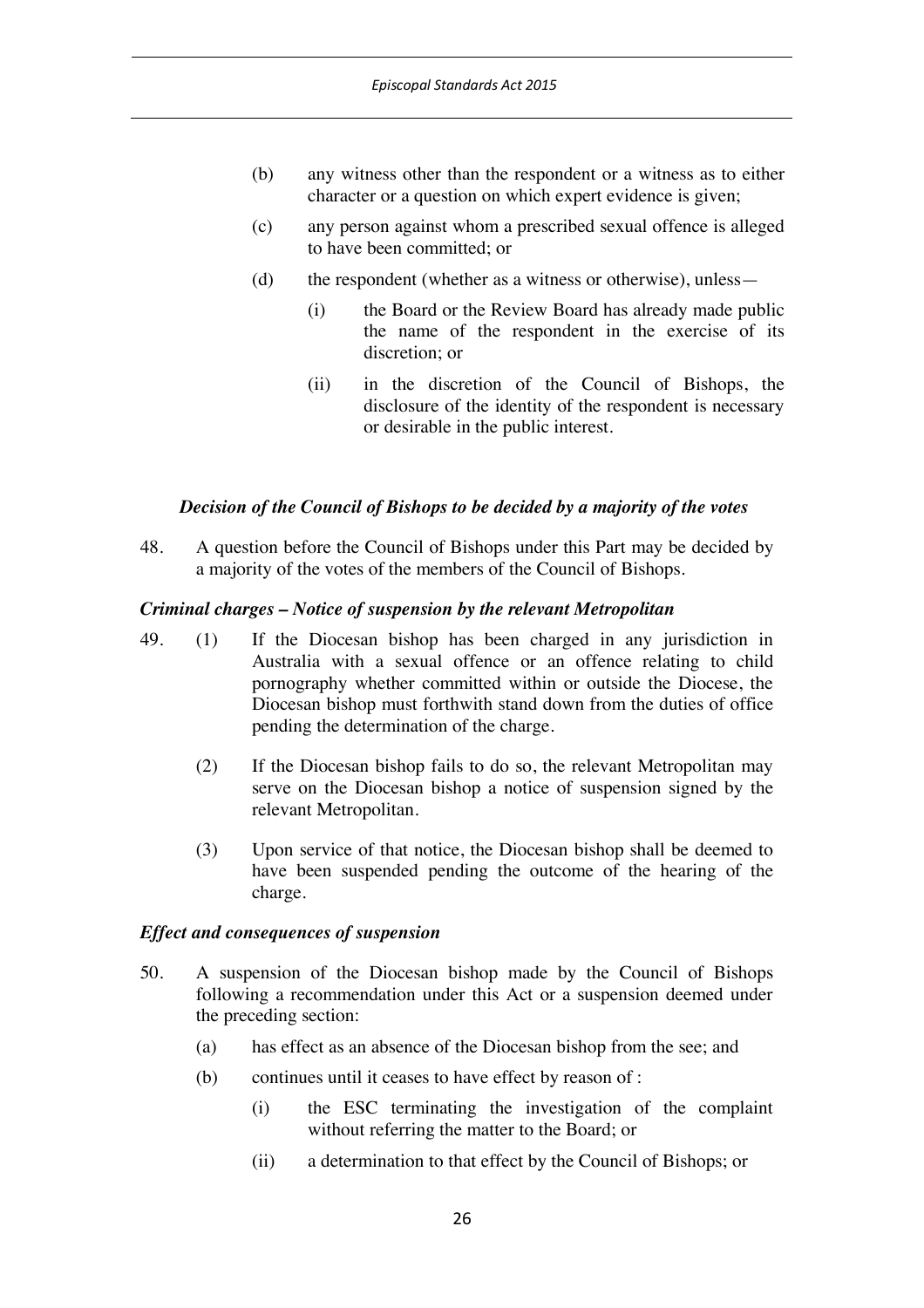(b) any witness other than the respondent or a witness as to either character or a question on which expert evidence is given;

(c) any person against whom a prescribed sexual offence is alleged to have been committed; or

(d) the respondent (whether as a witness or otherwise), unless—

(i) the Board or the Review Board has already made public the name of the respondent in the exercise of its discretion; or

(ii) in the discretion of the Council of Bishops, the disclosure of the identity of the respondent is necessary or desirable in the public interest.

***Decision of the Council of Bishops to be decided by a majority of the votes***

48. A question before the Council of Bishops under this Part may be decided by a majority of the votes of the members of the Council of Bishops.

***Criminal charges – Notice of suspension by the relevant Metropolitan***

49. (1) If the Diocesan bishop has been charged in any jurisdiction in Australia with a sexual offence or an offence relating to child pornography whether committed within or outside the Diocese, the Diocesan bishop must forthwith stand down from the duties of office pending the determination of the charge.

(2) If the Diocesan bishop fails to do so, the relevant Metropolitan may serve on the Diocesan bishop a notice of suspension signed by the relevant Metropolitan.

(3) Upon service of that notice, the Diocesan bishop shall be deemed to have been suspended pending the outcome of the hearing of the charge.

***Effect and consequences of suspension***

50. A suspension of the Diocesan bishop made by the Council of Bishops following a recommendation under this Act or a suspension deemed under the preceding section:

(a) has effect as an absence of the Diocesan bishop from the see; and

(b) continues until it ceases to have effect by reason of :

(i) the ESC terminating the investigation of the complaint without referring the matter to the Board; or

(ii) a determination to that effect by the Council of Bishops; or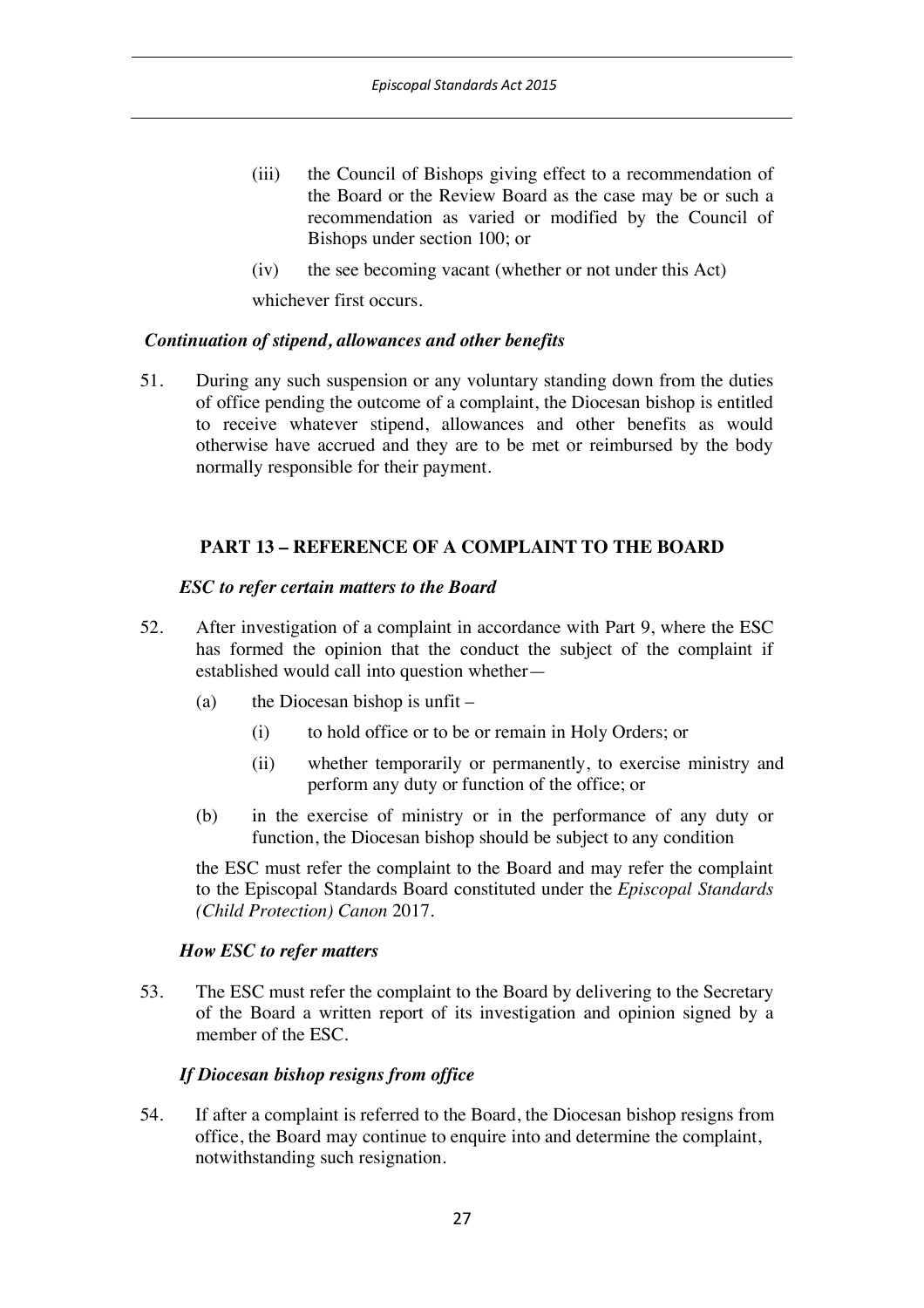(iii) the Council of Bishops giving effect to a recommendation of the Board or the Review Board as the case may be or such a recommendation as varied or modified by the Council of Bishops under section 100; or

(iv) the see becoming vacant (whether or not under this Act)

whichever first occurs.

***Continuation of stipend, allowances and other benefits***

51. During any such suspension or any voluntary standing down from the duties of office pending the outcome of a complaint, the Diocesan bishop is entitled to receive whatever stipend, allowances and other benefits as would otherwise have accrued and they are to be met or reimbursed by the body normally responsible for their payment.

## PART 13 – REFERENCE OF A COMPLAINT TO THE BOARD

***ESC to refer certain matters to the Board***

52. After investigation of a complaint in accordance with Part 9, where the ESC has formed the opinion that the conduct the subject of the complaint if established would call into question whether—

    (a) the Diocesan bishop is unfit –

        (i) to hold office or to be or remain in Holy Orders; or

        (ii) whether temporarily or permanently, to exercise ministry and perform any duty or function of the office; or

    (b) in the exercise of ministry or in the performance of any duty or function, the Diocesan bishop should be subject to any condition

    the ESC must refer the complaint to the Board and may refer the complaint to the Episcopal Standards Board constituted under the *Episcopal Standards (Child Protection) Canon* 2017.

***How ESC to refer matters***

53. The ESC must refer the complaint to the Board by delivering to the Secretary of the Board a written report of its investigation and opinion signed by a member of the ESC.

***If Diocesan bishop resigns from office***

54. If after a complaint is referred to the Board, the Diocesan bishop resigns from office, the Board may continue to enquire into and determine the complaint, notwithstanding such resignation.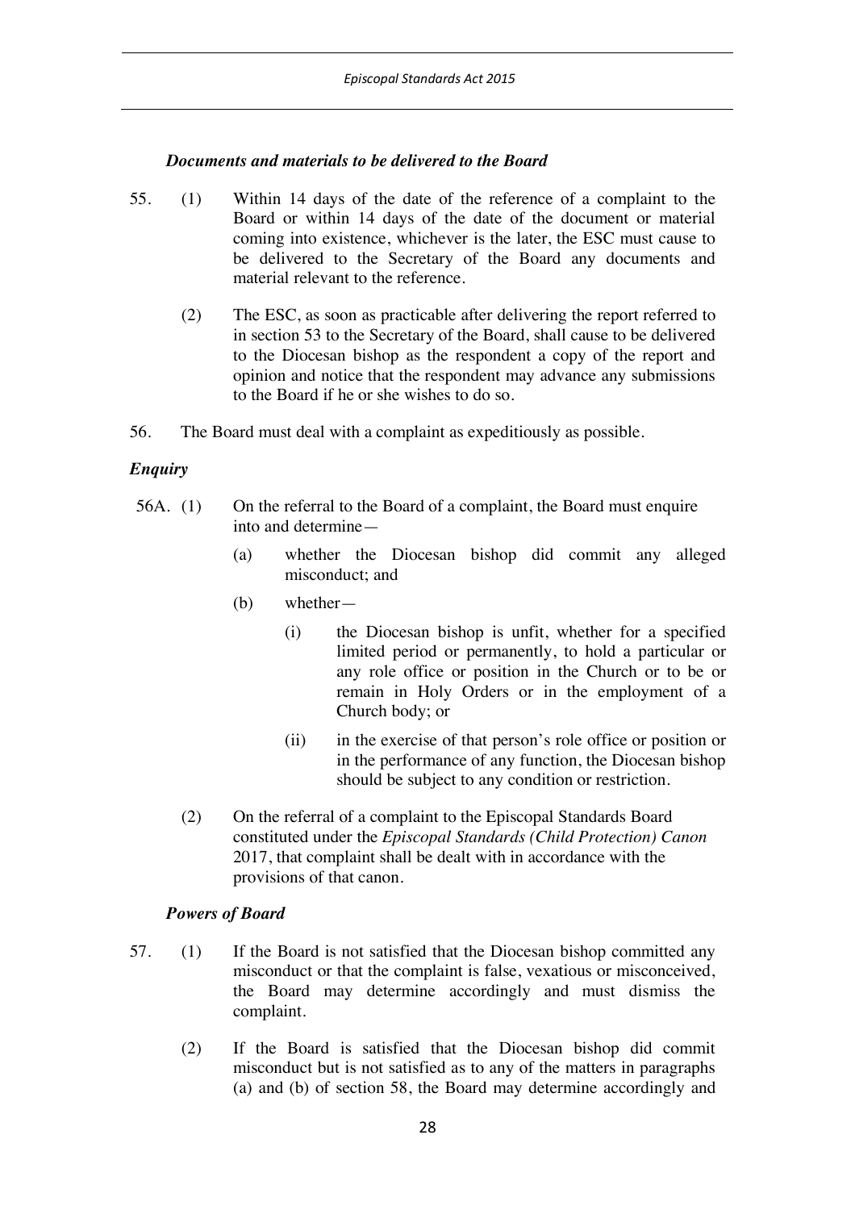### *Documents and materials to be delivered to the Board*

55. (1) Within 14 days of the date of the reference of a complaint to the Board or within 14 days of the date of the document or material coming into existence, whichever is the later, the ESC must cause to be delivered to the Secretary of the Board any documents and material relevant to the reference.

    (2) The ESC, as soon as practicable after delivering the report referred to in section 53 to the Secretary of the Board, shall cause to be delivered to the Diocesan bishop as the respondent a copy of the report and opinion and notice that the respondent may advance any submissions to the Board if he or she wishes to do so.

56. The Board must deal with a complaint as expeditiously as possible.

### *Enquiry*

56A. (1) On the referral to the Board of a complaint, the Board must enquire into and determine—

    (a) whether the Diocesan bishop did commit any alleged misconduct; and

    (b) whether—

        (i) the Diocesan bishop is unfit, whether for a specified limited period or permanently, to hold a particular or any role office or position in the Church or to be or remain in Holy Orders or in the employment of a Church body; or

        (ii) in the exercise of that person's role office or position or in the performance of any function, the Diocesan bishop should be subject to any condition or restriction.

    (2) On the referral of a complaint to the Episcopal Standards Board constituted under the *Episcopal Standards (Child Protection) Canon* 2017, that complaint shall be dealt with in accordance with the provisions of that canon.

### *Powers of Board*

57. (1) If the Board is not satisfied that the Diocesan bishop committed any misconduct or that the complaint is false, vexatious or misconceived, the Board may determine accordingly and must dismiss the complaint.

    (2) If the Board is satisfied that the Diocesan bishop did commit misconduct but is not satisfied as to any of the matters in paragraphs (a) and (b) of section 58, the Board may determine accordingly and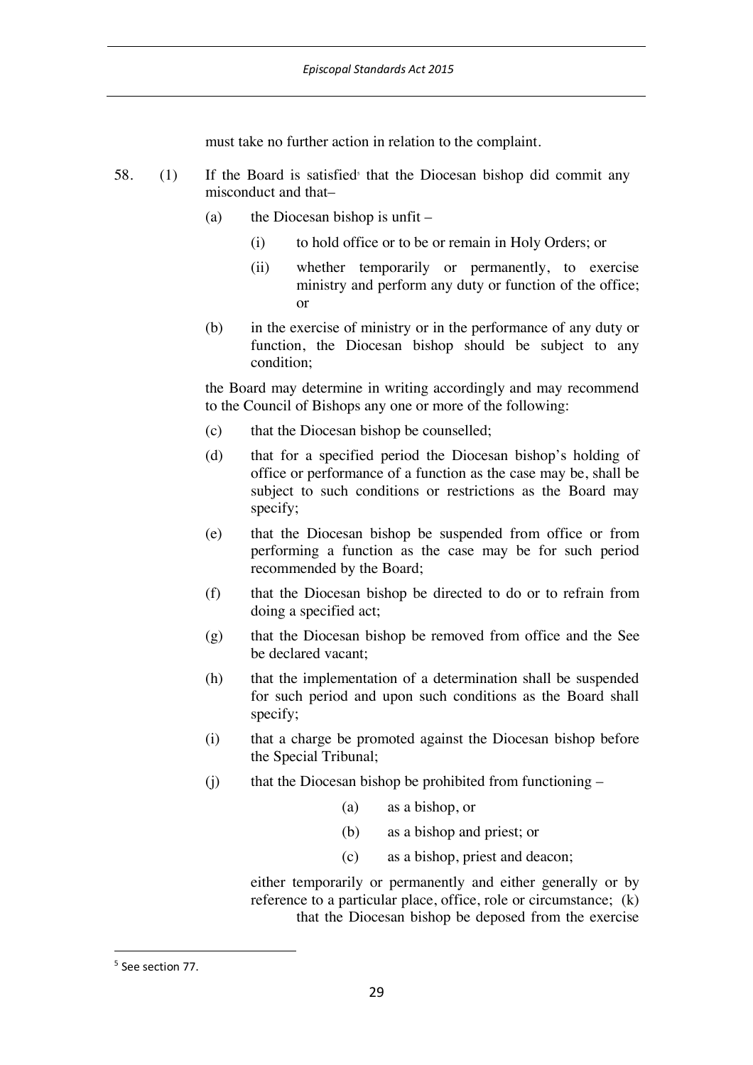must take no further action in relation to the complaint.

58. (1) If the Board is satisfied[5] that the Diocesan bishop did commit any misconduct and that–

(a) the Diocesan bishop is unfit –

(i) to hold office or to be or remain in Holy Orders; or

(ii) whether temporarily or permanently, to exercise ministry and perform any duty or function of the office; or

(b) in the exercise of ministry or in the performance of any duty or function, the Diocesan bishop should be subject to any condition;

the Board may determine in writing accordingly and may recommend to the Council of Bishops any one or more of the following:

(c) that the Diocesan bishop be counselled;

(d) that for a specified period the Diocesan bishop's holding of office or performance of a function as the case may be, shall be subject to such conditions or restrictions as the Board may specify;

(e) that the Diocesan bishop be suspended from office or from performing a function as the case may be for such period recommended by the Board;

(f) that the Diocesan bishop be directed to do or to refrain from doing a specified act;

(g) that the Diocesan bishop be removed from office and the See be declared vacant;

(h) that the implementation of a determination shall be suspended for such period and upon such conditions as the Board shall specify;

(i) that a charge be promoted against the Diocesan bishop before the Special Tribunal;

(j) that the Diocesan bishop be prohibited from functioning –

(a) as a bishop, or

(b) as a bishop and priest; or

(c) as a bishop, priest and deacon;

either temporarily or permanently and either generally or by reference to a particular place, office, role or circumstance; (k) that the Diocesan bishop be deposed from the exercise

---

[5] See section 77.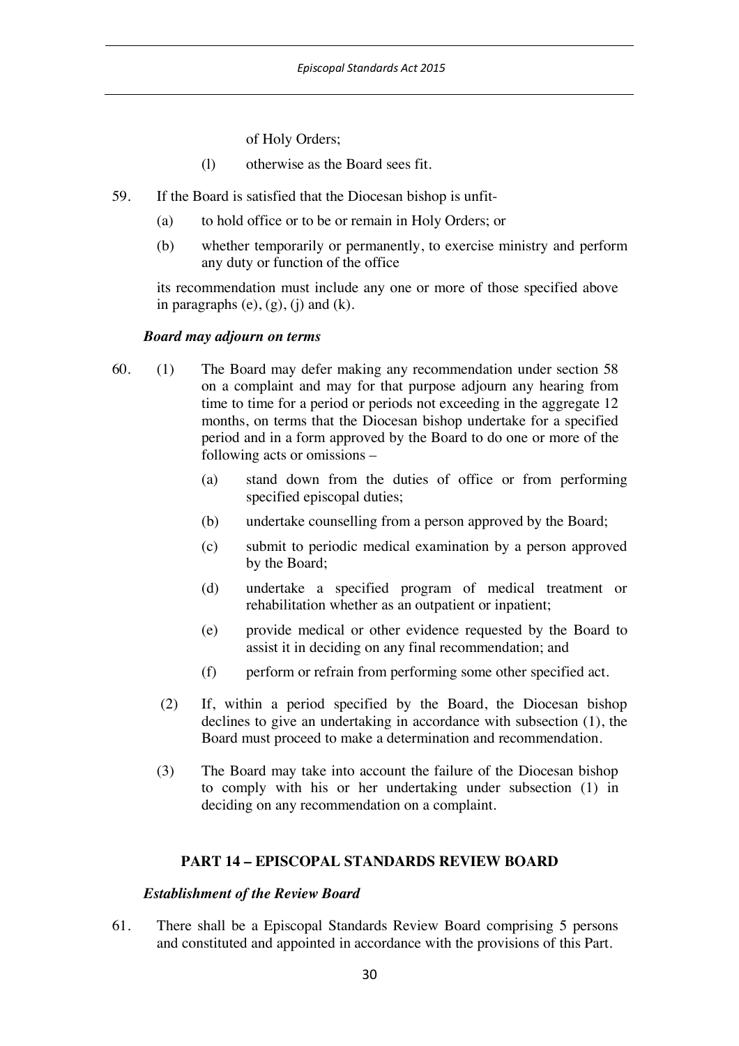of Holy Orders;

(l) otherwise as the Board sees fit.

59. If the Board is satisfied that the Diocesan bishop is unfit-

(a) to hold office or to be or remain in Holy Orders; or

(b) whether temporarily or permanently, to exercise ministry and perform any duty or function of the office

its recommendation must include any one or more of those specified above in paragraphs (e), (g), (j) and (k).

***Board may adjourn on terms***

60. (1) The Board may defer making any recommendation under section 58 on a complaint and may for that purpose adjourn any hearing from time to time for a period or periods not exceeding in the aggregate 12 months, on terms that the Diocesan bishop undertake for a specified period and in a form approved by the Board to do one or more of the following acts or omissions –

(a) stand down from the duties of office or from performing specified episcopal duties;

(b) undertake counselling from a person approved by the Board;

(c) submit to periodic medical examination by a person approved by the Board;

(d) undertake a specified program of medical treatment or rehabilitation whether as an outpatient or inpatient;

(e) provide medical or other evidence requested by the Board to assist it in deciding on any final recommendation; and

(f) perform or refrain from performing some other specified act.

(2) If, within a period specified by the Board, the Diocesan bishop declines to give an undertaking in accordance with subsection (1), the Board must proceed to make a determination and recommendation.

(3) The Board may take into account the failure of the Diocesan bishop to comply with his or her undertaking under subsection (1) in deciding on any recommendation on a complaint.

## PART 14 – EPISCOPAL STANDARDS REVIEW BOARD

***Establishment of the Review Board***

61. There shall be a Episcopal Standards Review Board comprising 5 persons and constituted and appointed in accordance with the provisions of this Part.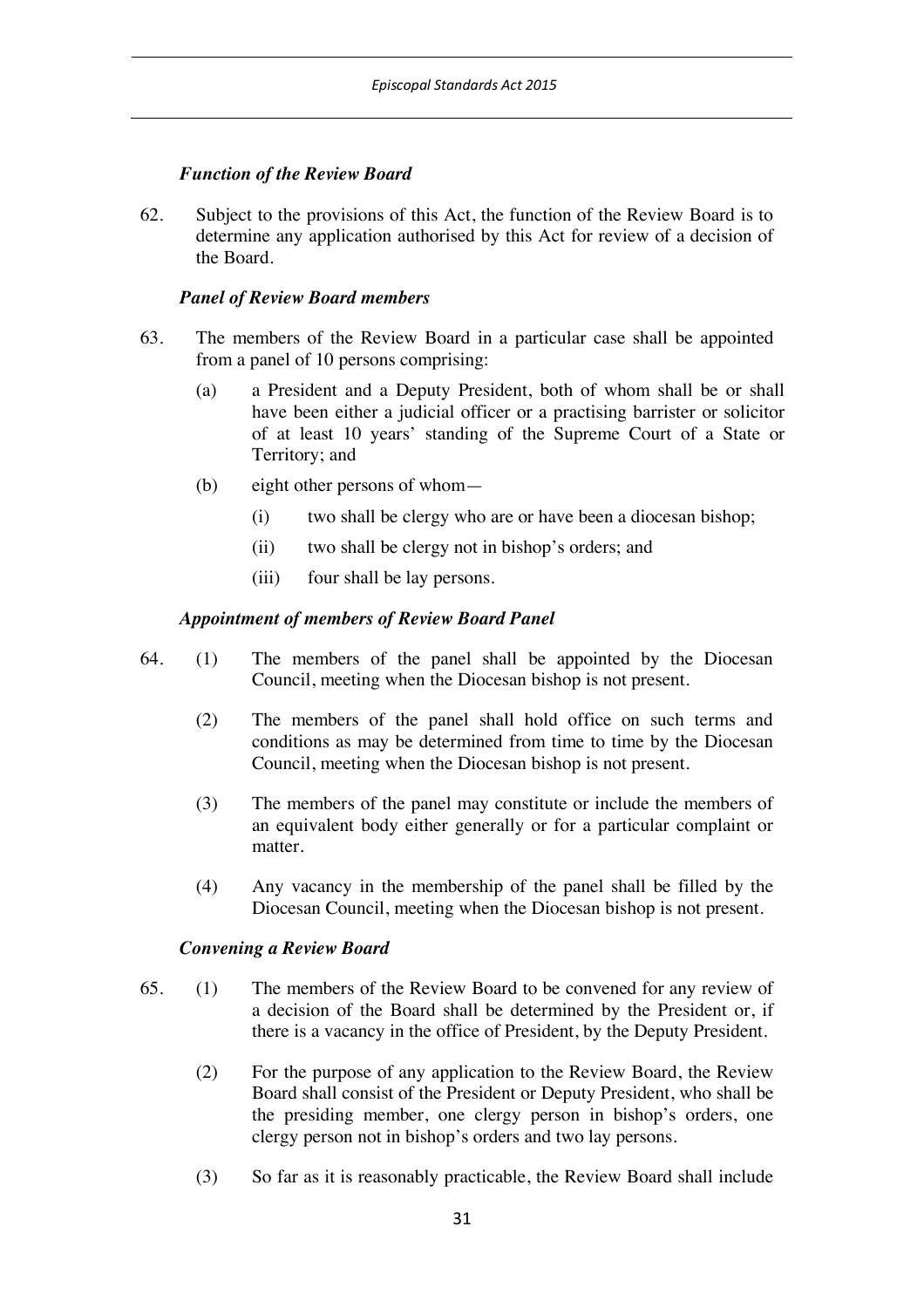### *Function of the Review Board*

62. Subject to the provisions of this Act, the function of the Review Board is to determine any application authorised by this Act for review of a decision of the Board.

### *Panel of Review Board members*

63. The members of the Review Board in a particular case shall be appointed from a panel of 10 persons comprising:

    (a) a President and a Deputy President, both of whom shall be or shall have been either a judicial officer or a practising barrister or solicitor of at least 10 years' standing of the Supreme Court of a State or Territory; and

    (b) eight other persons of whom—

        (i) two shall be clergy who are or have been a diocesan bishop;

        (ii) two shall be clergy not in bishop's orders; and

        (iii) four shall be lay persons.

### *Appointment of members of Review Board Panel*

64. (1) The members of the panel shall be appointed by the Diocesan Council, meeting when the Diocesan bishop is not present.

    (2) The members of the panel shall hold office on such terms and conditions as may be determined from time to time by the Diocesan Council, meeting when the Diocesan bishop is not present.

    (3) The members of the panel may constitute or include the members of an equivalent body either generally or for a particular complaint or matter.

    (4) Any vacancy in the membership of the panel shall be filled by the Diocesan Council, meeting when the Diocesan bishop is not present.

### *Convening a Review Board*

65. (1) The members of the Review Board to be convened for any review of a decision of the Board shall be determined by the President or, if there is a vacancy in the office of President, by the Deputy President.

    (2) For the purpose of any application to the Review Board, the Review Board shall consist of the President or Deputy President, who shall be the presiding member, one clergy person in bishop's orders, one clergy person not in bishop's orders and two lay persons.

    (3) So far as it is reasonably practicable, the Review Board shall include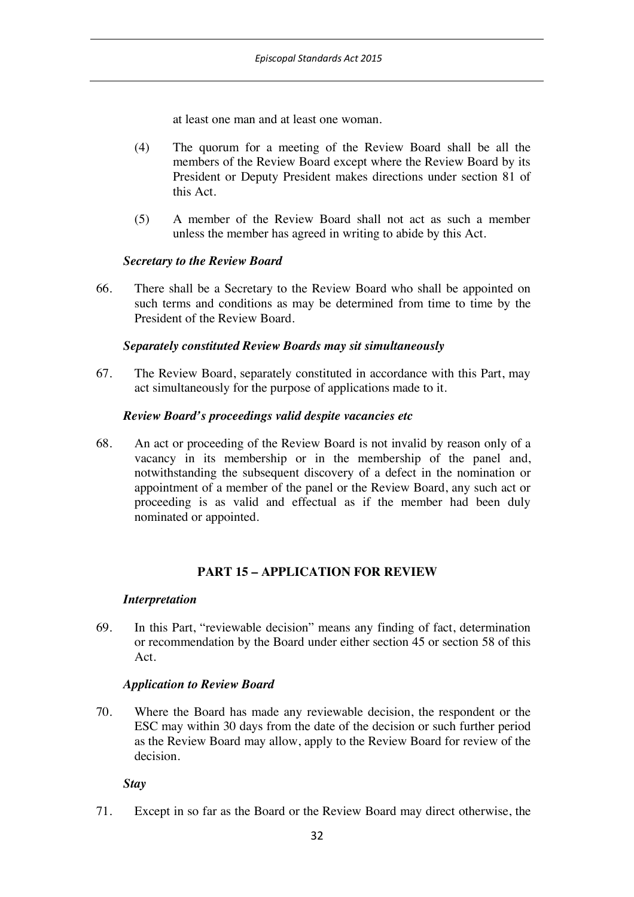at least one man and at least one woman.

(4) The quorum for a meeting of the Review Board shall be all the members of the Review Board except where the Review Board by its President or Deputy President makes directions under section 81 of this Act.

(5) A member of the Review Board shall not act as such a member unless the member has agreed in writing to abide by this Act.

***Secretary to the Review Board***

66. There shall be a Secretary to the Review Board who shall be appointed on such terms and conditions as may be determined from time to time by the President of the Review Board.

***Separately constituted Review Boards may sit simultaneously***

67. The Review Board, separately constituted in accordance with this Part, may act simultaneously for the purpose of applications made to it.

***Review Board's proceedings valid despite vacancies etc***

68. An act or proceeding of the Review Board is not invalid by reason only of a vacancy in its membership or in the membership of the panel and, notwithstanding the subsequent discovery of a defect in the nomination or appointment of a member of the panel or the Review Board, any such act or proceeding is as valid and effectual as if the member had been duly nominated or appointed.

## PART 15 – APPLICATION FOR REVIEW

***Interpretation***

69. In this Part, "reviewable decision" means any finding of fact, determination or recommendation by the Board under either section 45 or section 58 of this Act.

***Application to Review Board***

70. Where the Board has made any reviewable decision, the respondent or the ESC may within 30 days from the date of the decision or such further period as the Review Board may allow, apply to the Review Board for review of the decision.

***Stay***

71. Except in so far as the Board or the Review Board may direct otherwise, the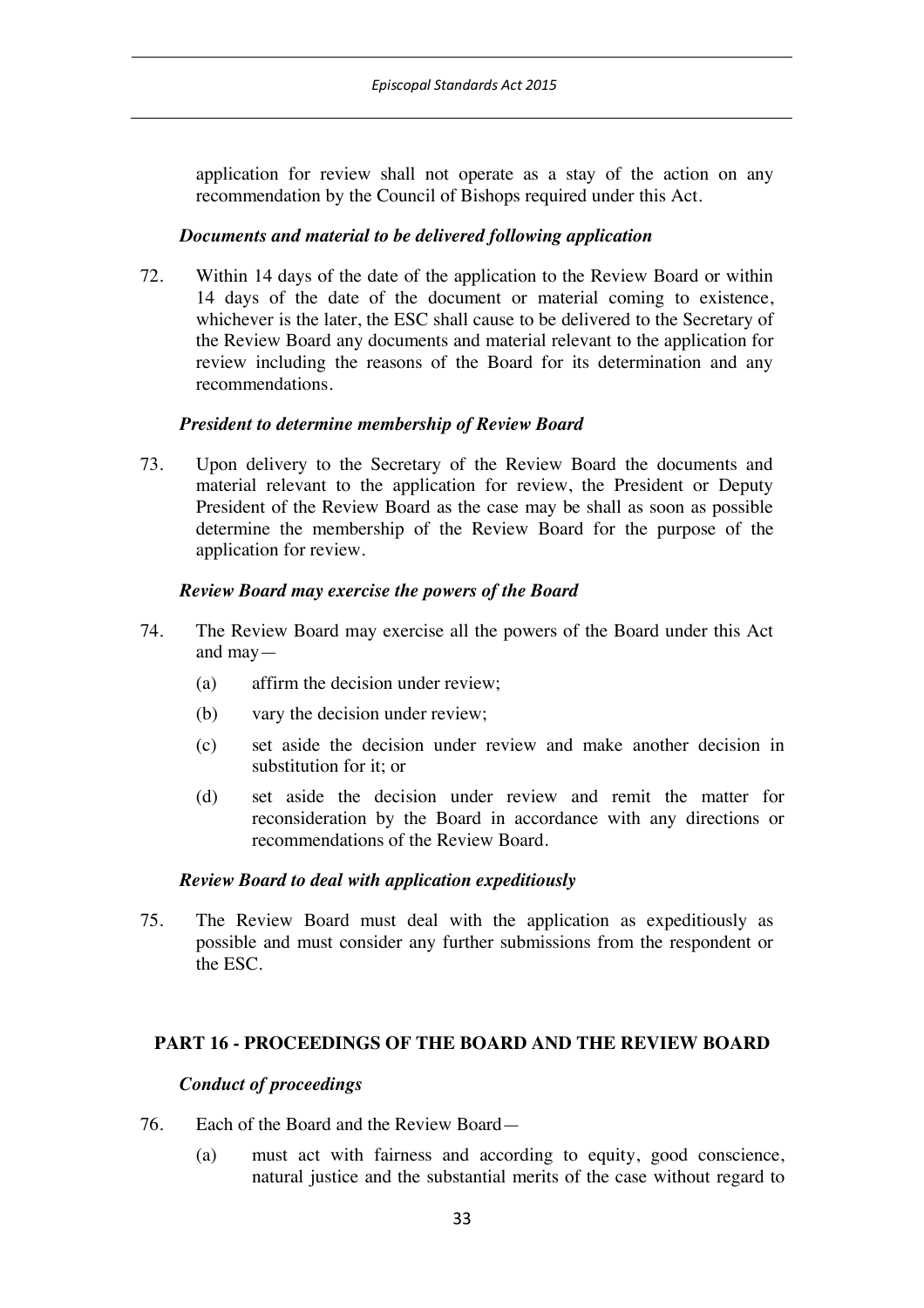application for review shall not operate as a stay of the action on any recommendation by the Council of Bishops required under this Act.

### *Documents and material to be delivered following application*

72. Within 14 days of the date of the application to the Review Board or within 14 days of the date of the document or material coming to existence, whichever is the later, the ESC shall cause to be delivered to the Secretary of the Review Board any documents and material relevant to the application for review including the reasons of the Board for its determination and any recommendations.

### *President to determine membership of Review Board*

73. Upon delivery to the Secretary of the Review Board the documents and material relevant to the application for review, the President or Deputy President of the Review Board as the case may be shall as soon as possible determine the membership of the Review Board for the purpose of the application for review.

### *Review Board may exercise the powers of the Board*

74. The Review Board may exercise all the powers of the Board under this Act and may—
    - (a) affirm the decision under review;
    - (b) vary the decision under review;
    - (c) set aside the decision under review and make another decision in substitution for it; or
    - (d) set aside the decision under review and remit the matter for reconsideration by the Board in accordance with any directions or recommendations of the Review Board.

### *Review Board to deal with application expeditiously*

75. The Review Board must deal with the application as expeditiously as possible and must consider any further submissions from the respondent or the ESC.

## PART 16 - PROCEEDINGS OF THE BOARD AND THE REVIEW BOARD

### *Conduct of proceedings*

76. Each of the Board and the Review Board—
    - (a) must act with fairness and according to equity, good conscience, natural justice and the substantial merits of the case without regard to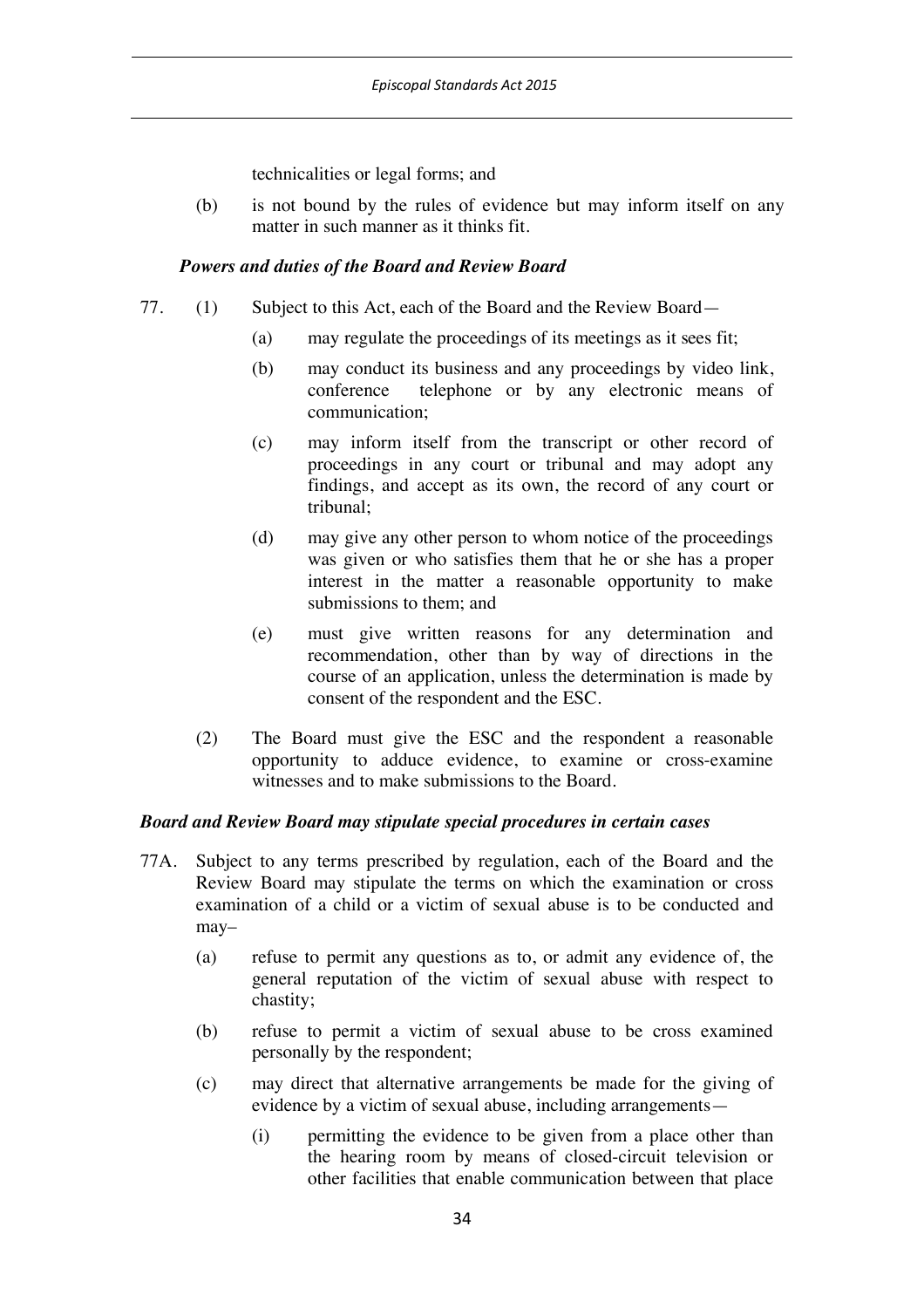technicalities or legal forms; and

(b) is not bound by the rules of evidence but may inform itself on any matter in such manner as it thinks fit.

### *Powers and duties of the Board and Review Board*

77. (1) Subject to this Act, each of the Board and the Review Board—

   (a) may regulate the proceedings of its meetings as it sees fit;

   (b) may conduct its business and any proceedings by video link, conference telephone or by any electronic means of communication;

   (c) may inform itself from the transcript or other record of proceedings in any court or tribunal and may adopt any findings, and accept as its own, the record of any court or tribunal;

   (d) may give any other person to whom notice of the proceedings was given or who satisfies them that he or she has a proper interest in the matter a reasonable opportunity to make submissions to them; and

   (e) must give written reasons for any determination and recommendation, other than by way of directions in the course of an application, unless the determination is made by consent of the respondent and the ESC.

(2) The Board must give the ESC and the respondent a reasonable opportunity to adduce evidence, to examine or cross-examine witnesses and to make submissions to the Board.

### *Board and Review Board may stipulate special procedures in certain cases*

77A. Subject to any terms prescribed by regulation, each of the Board and the Review Board may stipulate the terms on which the examination or cross examination of a child or a victim of sexual abuse is to be conducted and may–

   (a) refuse to permit any questions as to, or admit any evidence of, the general reputation of the victim of sexual abuse with respect to chastity;

   (b) refuse to permit a victim of sexual abuse to be cross examined personally by the respondent;

   (c) may direct that alternative arrangements be made for the giving of evidence by a victim of sexual abuse, including arrangements—

      (i) permitting the evidence to be given from a place other than the hearing room by means of closed-circuit television or other facilities that enable communication between that place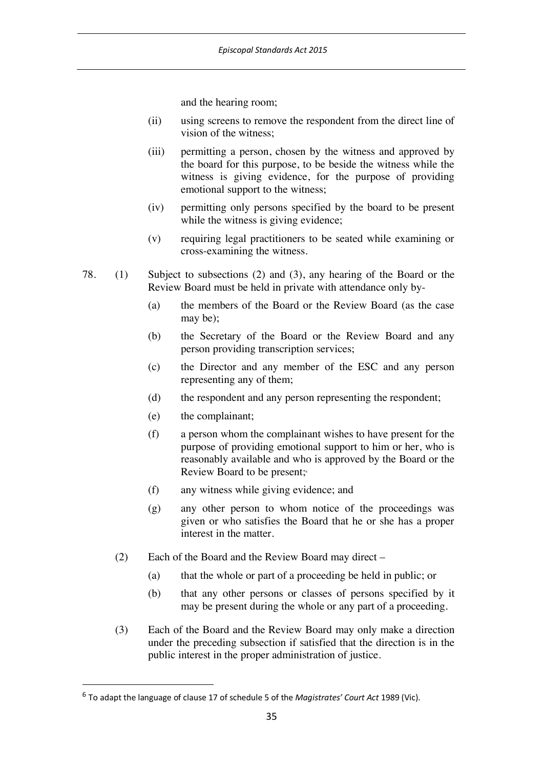and the hearing room;

(ii) using screens to remove the respondent from the direct line of vision of the witness;

(iii) permitting a person, chosen by the witness and approved by the board for this purpose, to be beside the witness while the witness is giving evidence, for the purpose of providing emotional support to the witness;

(iv) permitting only persons specified by the board to be present while the witness is giving evidence;

(v) requiring legal practitioners to be seated while examining or cross-examining the witness.

78. (1) Subject to subsections (2) and (3), any hearing of the Board or the Review Board must be held in private with attendance only by-

(a) the members of the Board or the Review Board (as the case may be);

(b) the Secretary of the Board or the Review Board and any person providing transcription services;

(c) the Director and any member of the ESC and any person representing any of them;

(d) the respondent and any person representing the respondent;

(e) the complainant;

(f) a person whom the complainant wishes to have present for the purpose of providing emotional support to him or her, who is reasonably available and who is approved by the Board or the Review Board to be present;[6]

(f) any witness while giving evidence; and

(g) any other person to whom notice of the proceedings was given or who satisfies the Board that he or she has a proper interest in the matter.

(2) Each of the Board and the Review Board may direct –

(a) that the whole or part of a proceeding be held in public; or

(b) that any other persons or classes of persons specified by it may be present during the whole or any part of a proceeding.

(3) Each of the Board and the Review Board may only make a direction under the preceding subsection if satisfied that the direction is in the public interest in the proper administration of justice.

---

[6] To adapt the language of clause 17 of schedule 5 of the *Magistrates' Court Act* 1989 (Vic).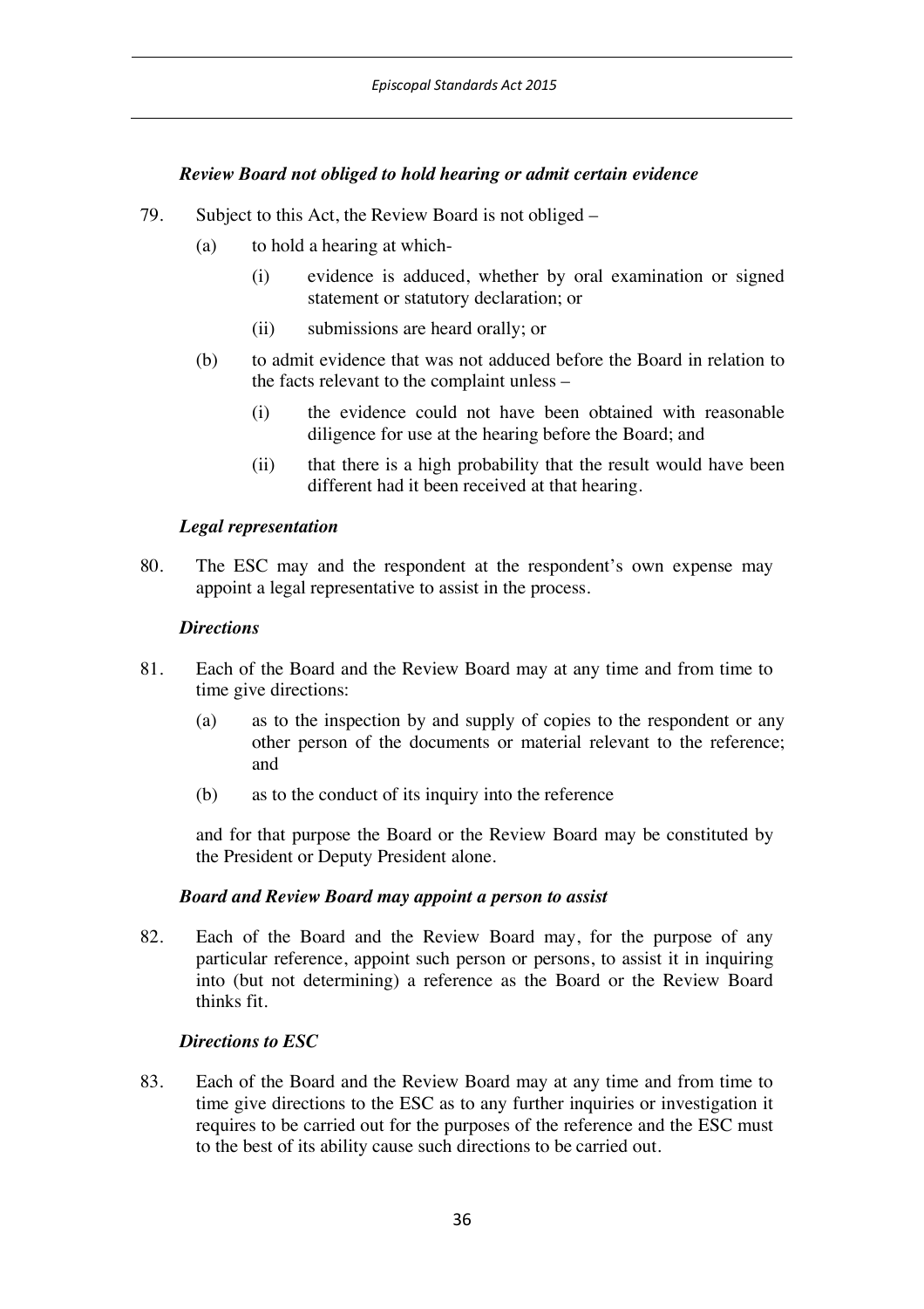***Review Board not obliged to hold hearing or admit certain evidence***

79. Subject to this Act, the Review Board is not obliged –

    (a) to hold a hearing at which-

        (i) evidence is adduced, whether by oral examination or signed statement or statutory declaration; or

        (ii) submissions are heard orally; or

    (b) to admit evidence that was not adduced before the Board in relation to the facts relevant to the complaint unless –

        (i) the evidence could not have been obtained with reasonable diligence for use at the hearing before the Board; and

        (ii) that there is a high probability that the result would have been different had it been received at that hearing.

***Legal representation***

80. The ESC may and the respondent at the respondent's own expense may appoint a legal representative to assist in the process.

***Directions***

81. Each of the Board and the Review Board may at any time and from time to time give directions:

    (a) as to the inspection by and supply of copies to the respondent or any other person of the documents or material relevant to the reference; and

    (b) as to the conduct of its inquiry into the reference

    and for that purpose the Board or the Review Board may be constituted by the President or Deputy President alone.

***Board and Review Board may appoint a person to assist***

82. Each of the Board and the Review Board may, for the purpose of any particular reference, appoint such person or persons, to assist it in inquiring into (but not determining) a reference as the Board or the Review Board thinks fit.

***Directions to ESC***

83. Each of the Board and the Review Board may at any time and from time to time give directions to the ESC as to any further inquiries or investigation it requires to be carried out for the purposes of the reference and the ESC must to the best of its ability cause such directions to be carried out.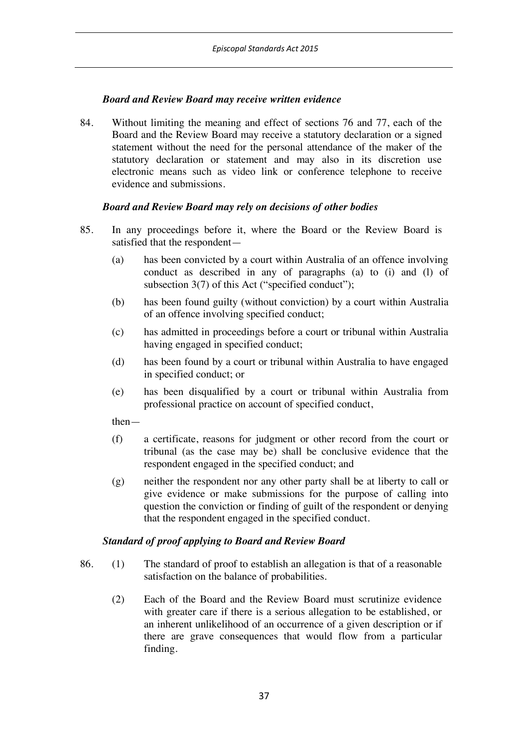### *Board and Review Board may receive written evidence*

84. Without limiting the meaning and effect of sections 76 and 77, each of the Board and the Review Board may receive a statutory declaration or a signed statement without the need for the personal attendance of the maker of the statutory declaration or statement and may also in its discretion use electronic means such as video link or conference telephone to receive evidence and submissions.

### *Board and Review Board may rely on decisions of other bodies*

85. In any proceedings before it, where the Board or the Review Board is satisfied that the respondent—

    (a) has been convicted by a court within Australia of an offence involving conduct as described in any of paragraphs (a) to (i) and (l) of subsection 3(7) of this Act ("specified conduct");

    (b) has been found guilty (without conviction) by a court within Australia of an offence involving specified conduct;

    (c) has admitted in proceedings before a court or tribunal within Australia having engaged in specified conduct;

    (d) has been found by a court or tribunal within Australia to have engaged in specified conduct; or

    (e) has been disqualified by a court or tribunal within Australia from professional practice on account of specified conduct,

    then—

    (f) a certificate, reasons for judgment or other record from the court or tribunal (as the case may be) shall be conclusive evidence that the respondent engaged in the specified conduct; and

    (g) neither the respondent nor any other party shall be at liberty to call or give evidence or make submissions for the purpose of calling into question the conviction or finding of guilt of the respondent or denying that the respondent engaged in the specified conduct.

### *Standard of proof applying to Board and Review Board*

86. (1) The standard of proof to establish an allegation is that of a reasonable satisfaction on the balance of probabilities.

    (2) Each of the Board and the Review Board must scrutinize evidence with greater care if there is a serious allegation to be established, or an inherent unlikelihood of an occurrence of a given description or if there are grave consequences that would flow from a particular finding.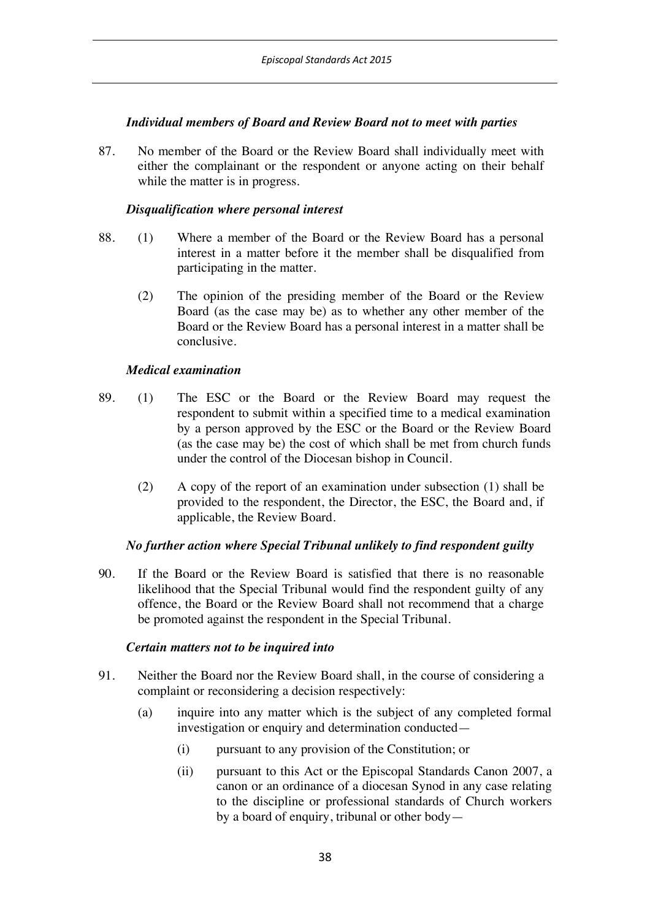### *Individual members of Board and Review Board not to meet with parties*

87. No member of the Board or the Review Board shall individually meet with either the complainant or the respondent or anyone acting on their behalf while the matter is in progress.

### *Disqualification where personal interest*

88. (1) Where a member of the Board or the Review Board has a personal interest in a matter before it the member shall be disqualified from participating in the matter.

    (2) The opinion of the presiding member of the Board or the Review Board (as the case may be) as to whether any other member of the Board or the Review Board has a personal interest in a matter shall be conclusive.

### *Medical examination*

89. (1) The ESC or the Board or the Review Board may request the respondent to submit within a specified time to a medical examination by a person approved by the ESC or the Board or the Review Board (as the case may be) the cost of which shall be met from church funds under the control of the Diocesan bishop in Council.

    (2) A copy of the report of an examination under subsection (1) shall be provided to the respondent, the Director, the ESC, the Board and, if applicable, the Review Board.

### *No further action where Special Tribunal unlikely to find respondent guilty*

90. If the Board or the Review Board is satisfied that there is no reasonable likelihood that the Special Tribunal would find the respondent guilty of any offence, the Board or the Review Board shall not recommend that a charge be promoted against the respondent in the Special Tribunal.

### *Certain matters not to be inquired into*

91. Neither the Board nor the Review Board shall, in the course of considering a complaint or reconsidering a decision respectively:

    (a) inquire into any matter which is the subject of any completed formal investigation or enquiry and determination conducted—

        (i) pursuant to any provision of the Constitution; or

        (ii) pursuant to this Act or the Episcopal Standards Canon 2007, a canon or an ordinance of a diocesan Synod in any case relating to the discipline or professional standards of Church workers by a board of enquiry, tribunal or other body—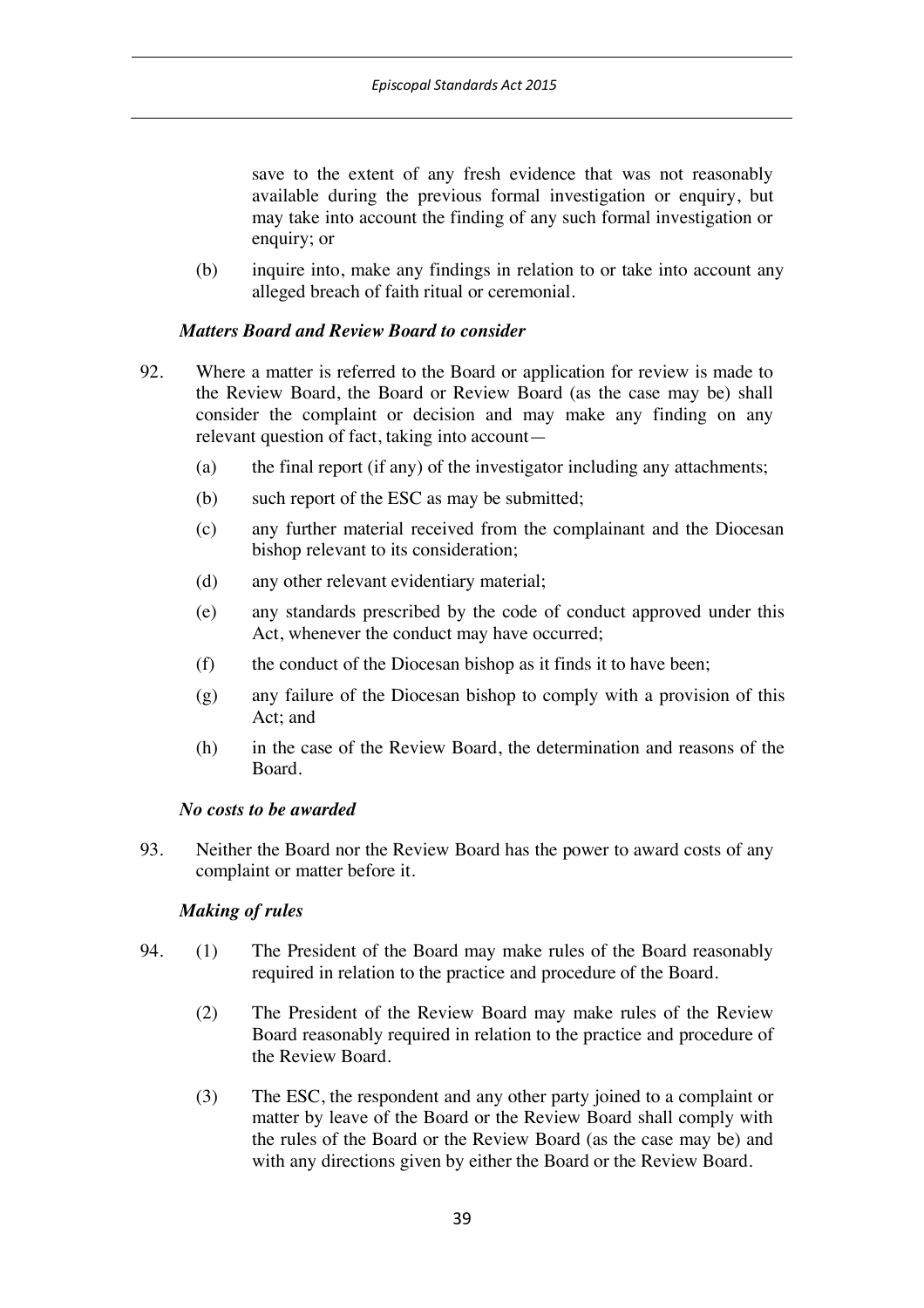save to the extent of any fresh evidence that was not reasonably available during the previous formal investigation or enquiry, but may take into account the finding of any such formal investigation or enquiry; or

(b) inquire into, make any findings in relation to or take into account any alleged breach of faith ritual or ceremonial.

### *Matters Board and Review Board to consider*

92. Where a matter is referred to the Board or application for review is made to the Review Board, the Board or Review Board (as the case may be) shall consider the complaint or decision and may make any finding on any relevant question of fact, taking into account—

   (a) the final report (if any) of the investigator including any attachments;

   (b) such report of the ESC as may be submitted;

   (c) any further material received from the complainant and the Diocesan bishop relevant to its consideration;

   (d) any other relevant evidentiary material;

   (e) any standards prescribed by the code of conduct approved under this Act, whenever the conduct may have occurred;

   (f) the conduct of the Diocesan bishop as it finds it to have been;

   (g) any failure of the Diocesan bishop to comply with a provision of this Act; and

   (h) in the case of the Review Board, the determination and reasons of the Board.

### *No costs to be awarded*

93. Neither the Board nor the Review Board has the power to award costs of any complaint or matter before it.

### *Making of rules*

94. (1) The President of the Board may make rules of the Board reasonably required in relation to the practice and procedure of the Board.

   (2) The President of the Review Board may make rules of the Review Board reasonably required in relation to the practice and procedure of the Review Board.

   (3) The ESC, the respondent and any other party joined to a complaint or matter by leave of the Board or the Review Board shall comply with the rules of the Board or the Review Board (as the case may be) and with any directions given by either the Board or the Review Board.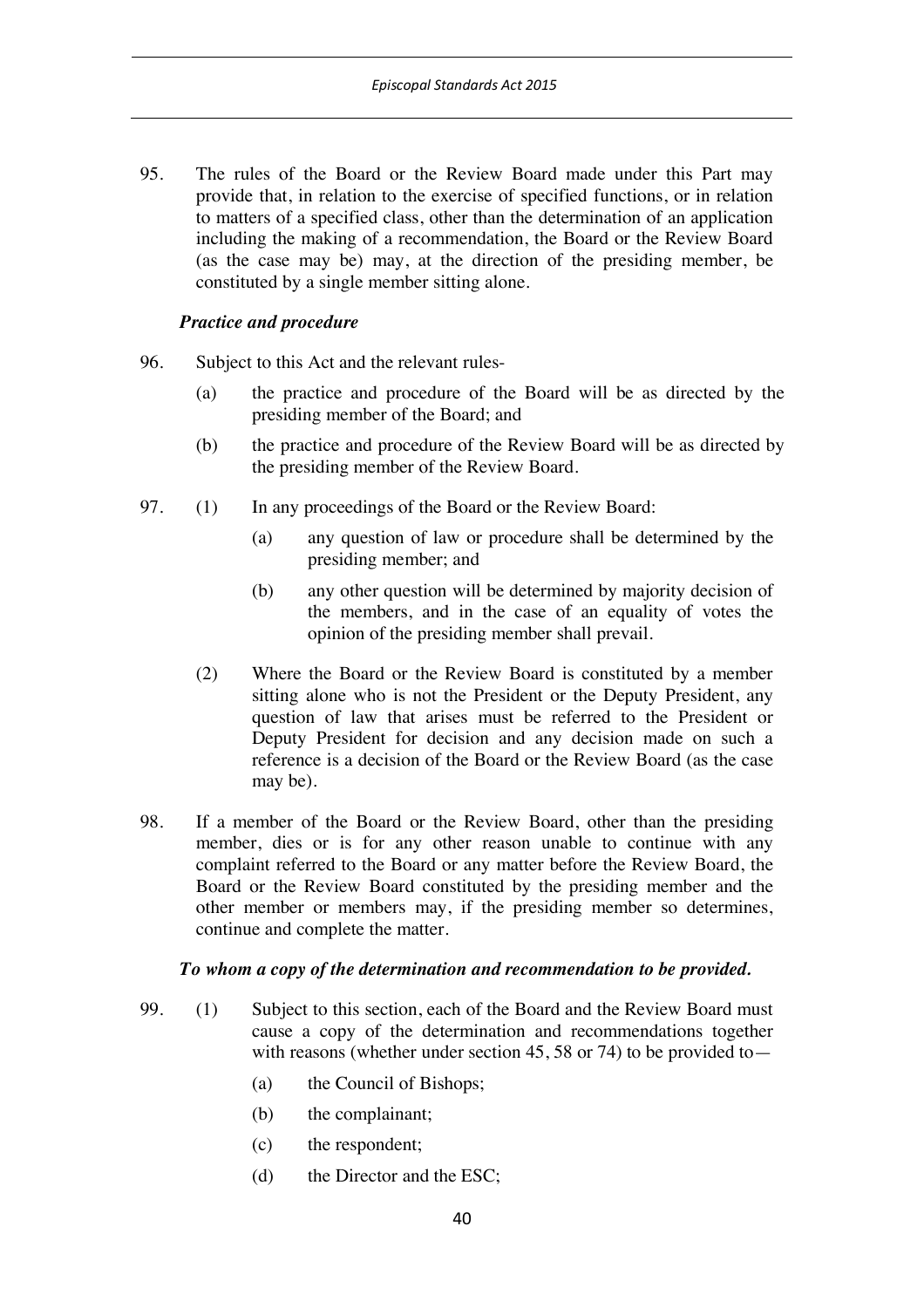95. The rules of the Board or the Review Board made under this Part may provide that, in relation to the exercise of specified functions, or in relation to matters of a specified class, other than the determination of an application including the making of a recommendation, the Board or the Review Board (as the case may be) may, at the direction of the presiding member, be constituted by a single member sitting alone.

***Practice and procedure***

96. Subject to this Act and the relevant rules-

    (a) the practice and procedure of the Board will be as directed by the presiding member of the Board; and

    (b) the practice and procedure of the Review Board will be as directed by the presiding member of the Review Board.

97. (1) In any proceedings of the Board or the Review Board:

    (a) any question of law or procedure shall be determined by the presiding member; and

    (b) any other question will be determined by majority decision of the members, and in the case of an equality of votes the opinion of the presiding member shall prevail.

    (2) Where the Board or the Review Board is constituted by a member sitting alone who is not the President or the Deputy President, any question of law that arises must be referred to the President or Deputy President for decision and any decision made on such a reference is a decision of the Board or the Review Board (as the case may be).

98. If a member of the Board or the Review Board, other than the presiding member, dies or is for any other reason unable to continue with any complaint referred to the Board or any matter before the Review Board, the Board or the Review Board constituted by the presiding member and the other member or members may, if the presiding member so determines, continue and complete the matter.

***To whom a copy of the determination and recommendation to be provided.***

99. (1) Subject to this section, each of the Board and the Review Board must cause a copy of the determination and recommendations together with reasons (whether under section 45, 58 or 74) to be provided to—

    (a) the Council of Bishops;

    (b) the complainant;

    (c) the respondent;

    (d) the Director and the ESC;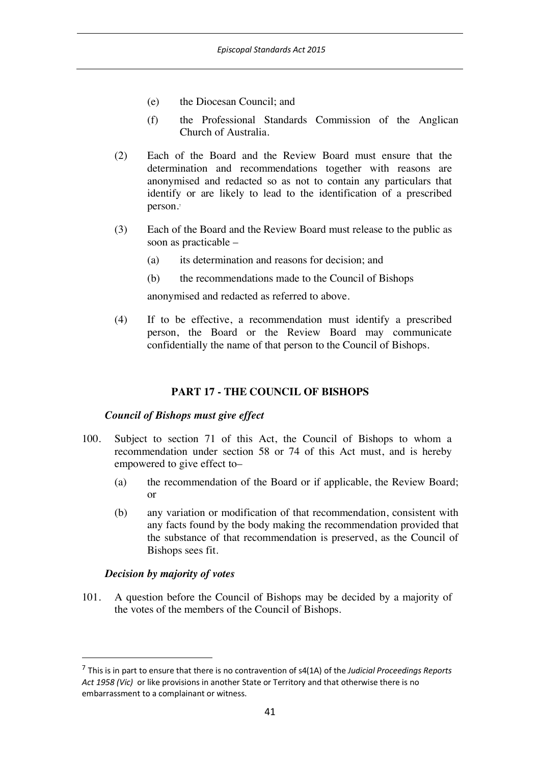(e) the Diocesan Council; and

(f) the Professional Standards Commission of the Anglican Church of Australia.

(2) Each of the Board and the Review Board must ensure that the determination and recommendations together with reasons are anonymised and redacted so as not to contain any particulars that identify or are likely to lead to the identification of a prescribed person.[7]

(3) Each of the Board and the Review Board must release to the public as soon as practicable –

(a) its determination and reasons for decision; and

(b) the recommendations made to the Council of Bishops

anonymised and redacted as referred to above.

(4) If to be effective, a recommendation must identify a prescribed person, the Board or the Review Board may communicate confidentially the name of that person to the Council of Bishops.

## PART 17 - THE COUNCIL OF BISHOPS

### *Council of Bishops must give effect*

100. Subject to section 71 of this Act, the Council of Bishops to whom a recommendation under section 58 or 74 of this Act must, and is hereby empowered to give effect to–

(a) the recommendation of the Board or if applicable, the Review Board; or

(b) any variation or modification of that recommendation, consistent with any facts found by the body making the recommendation provided that the substance of that recommendation is preserved, as the Council of Bishops sees fit.

### *Decision by majority of votes*

101. A question before the Council of Bishops may be decided by a majority of the votes of the members of the Council of Bishops.

---

[7] This is in part to ensure that there is no contravention of s4(1A) of the *Judicial Proceedings Reports Act 1958 (Vic)* or like provisions in another State or Territory and that otherwise there is no embarrassment to a complainant or witness.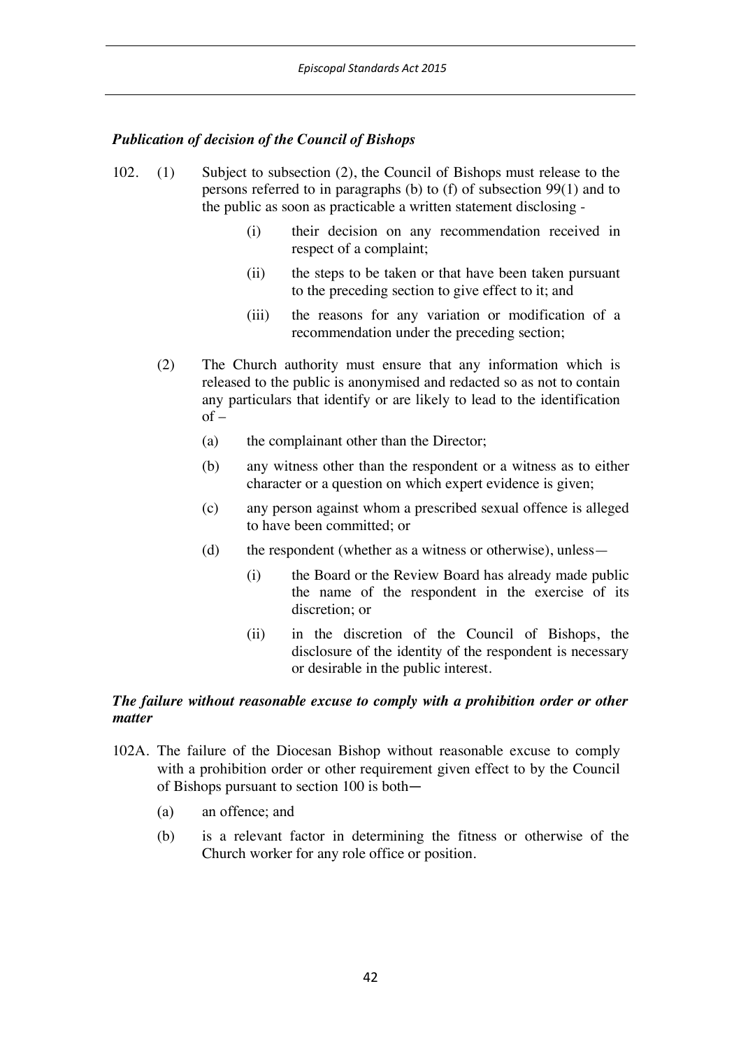### *Publication of decision of the Council of Bishops*

102. (1) Subject to subsection (2), the Council of Bishops must release to the persons referred to in paragraphs (b) to (f) of subsection 99(1) and to the public as soon as practicable a written statement disclosing -

   (i) their decision on any recommendation received in respect of a complaint;

   (ii) the steps to be taken or that have been taken pursuant to the preceding section to give effect to it; and

   (iii) the reasons for any variation or modification of a recommendation under the preceding section;

   (2) The Church authority must ensure that any information which is released to the public is anonymised and redacted so as not to contain any particulars that identify or are likely to lead to the identification of –

   (a) the complainant other than the Director;

   (b) any witness other than the respondent or a witness as to either character or a question on which expert evidence is given;

   (c) any person against whom a prescribed sexual offence is alleged to have been committed; or

   (d) the respondent (whether as a witness or otherwise), unless—

      (i) the Board or the Review Board has already made public the name of the respondent in the exercise of its discretion; or

      (ii) in the discretion of the Council of Bishops, the disclosure of the identity of the respondent is necessary or desirable in the public interest.

### *The failure without reasonable excuse to comply with a prohibition order or other matter*

102A. The failure of the Diocesan Bishop without reasonable excuse to comply with a prohibition order or other requirement given effect to by the Council of Bishops pursuant to section 100 is both—

   (a) an offence; and

   (b) is a relevant factor in determining the fitness or otherwise of the Church worker for any role office or position.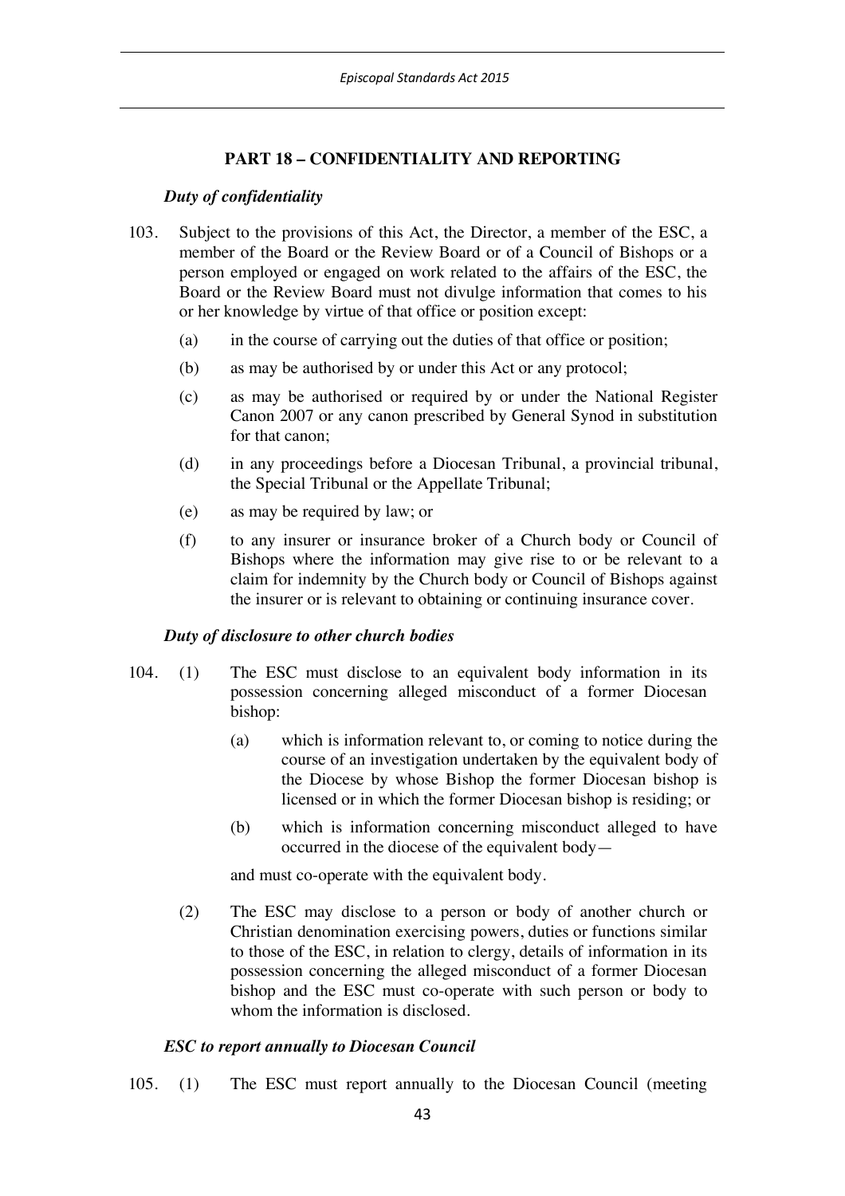## PART 18 – CONFIDENTIALITY AND REPORTING

### *Duty of confidentiality*

103. Subject to the provisions of this Act, the Director, a member of the ESC, a member of the Board or the Review Board or of a Council of Bishops or a person employed or engaged on work related to the affairs of the ESC, the Board or the Review Board must not divulge information that comes to his or her knowledge by virtue of that office or position except:

   (a) in the course of carrying out the duties of that office or position;

   (b) as may be authorised by or under this Act or any protocol;

   (c) as may be authorised or required by or under the National Register Canon 2007 or any canon prescribed by General Synod in substitution for that canon;

   (d) in any proceedings before a Diocesan Tribunal, a provincial tribunal, the Special Tribunal or the Appellate Tribunal;

   (e) as may be required by law; or

   (f) to any insurer or insurance broker of a Church body or Council of Bishops where the information may give rise to or be relevant to a claim for indemnity by the Church body or Council of Bishops against the insurer or is relevant to obtaining or continuing insurance cover.

### *Duty of disclosure to other church bodies*

104. (1) The ESC must disclose to an equivalent body information in its possession concerning alleged misconduct of a former Diocesan bishop:

   (a) which is information relevant to, or coming to notice during the course of an investigation undertaken by the equivalent body of the Diocese by whose Bishop the former Diocesan bishop is licensed or in which the former Diocesan bishop is residing; or

   (b) which is information concerning misconduct alleged to have occurred in the diocese of the equivalent body—

   and must co-operate with the equivalent body.

   (2) The ESC may disclose to a person or body of another church or Christian denomination exercising powers, duties or functions similar to those of the ESC, in relation to clergy, details of information in its possession concerning the alleged misconduct of a former Diocesan bishop and the ESC must co-operate with such person or body to whom the information is disclosed.

### *ESC to report annually to Diocesan Council*

105. (1) The ESC must report annually to the Diocesan Council (meeting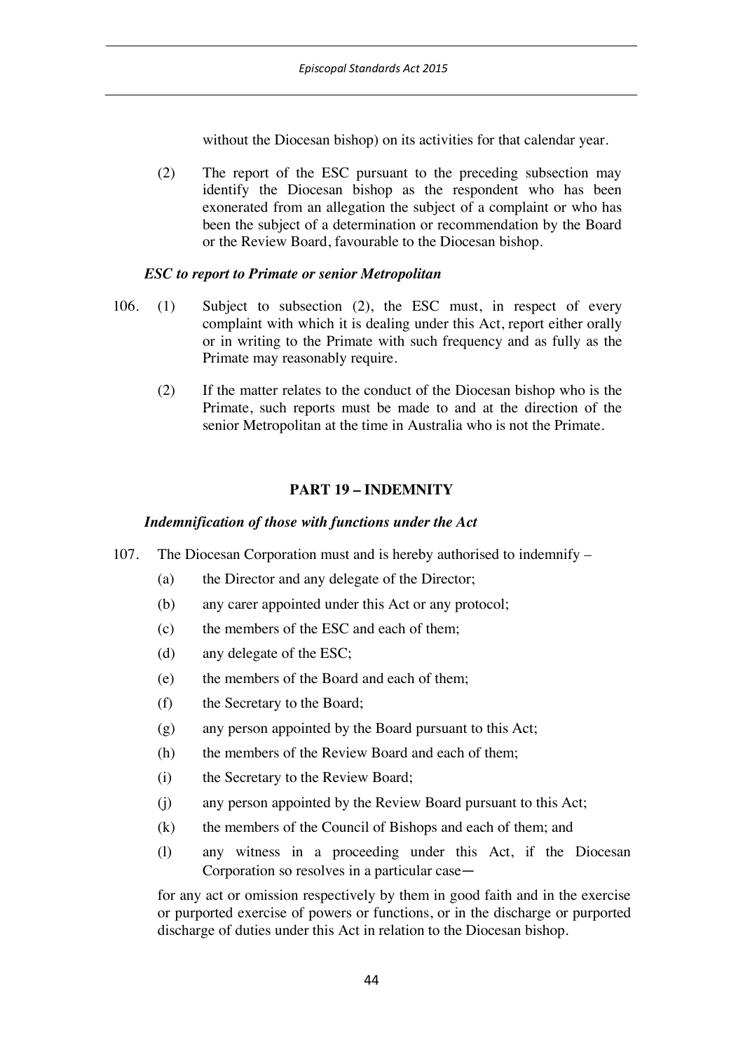without the Diocesan bishop) on its activities for that calendar year.

(2) The report of the ESC pursuant to the preceding subsection may identify the Diocesan bishop as the respondent who has been exonerated from an allegation the subject of a complaint or who has been the subject of a determination or recommendation by the Board or the Review Board, favourable to the Diocesan bishop.

### *ESC to report to Primate or senior Metropolitan*

106. (1) Subject to subsection (2), the ESC must, in respect of every complaint with which it is dealing under this Act, report either orally or in writing to the Primate with such frequency and as fully as the Primate may reasonably require.

(2) If the matter relates to the conduct of the Diocesan bishop who is the Primate, such reports must be made to and at the direction of the senior Metropolitan at the time in Australia who is not the Primate.

## PART 19 – INDEMNITY

### *Indemnification of those with functions under the Act*

107. The Diocesan Corporation must and is hereby authorised to indemnify –

(a) the Director and any delegate of the Director;

(b) any carer appointed under this Act or any protocol;

(c) the members of the ESC and each of them;

(d) any delegate of the ESC;

(e) the members of the Board and each of them;

(f) the Secretary to the Board;

(g) any person appointed by the Board pursuant to this Act;

(h) the members of the Review Board and each of them;

(i) the Secretary to the Review Board;

(j) any person appointed by the Review Board pursuant to this Act;

(k) the members of the Council of Bishops and each of them; and

(l) any witness in a proceeding under this Act, if the Diocesan Corporation so resolves in a particular case—

for any act or omission respectively by them in good faith and in the exercise or purported exercise of powers or functions, or in the discharge or purported discharge of duties under this Act in relation to the Diocesan bishop.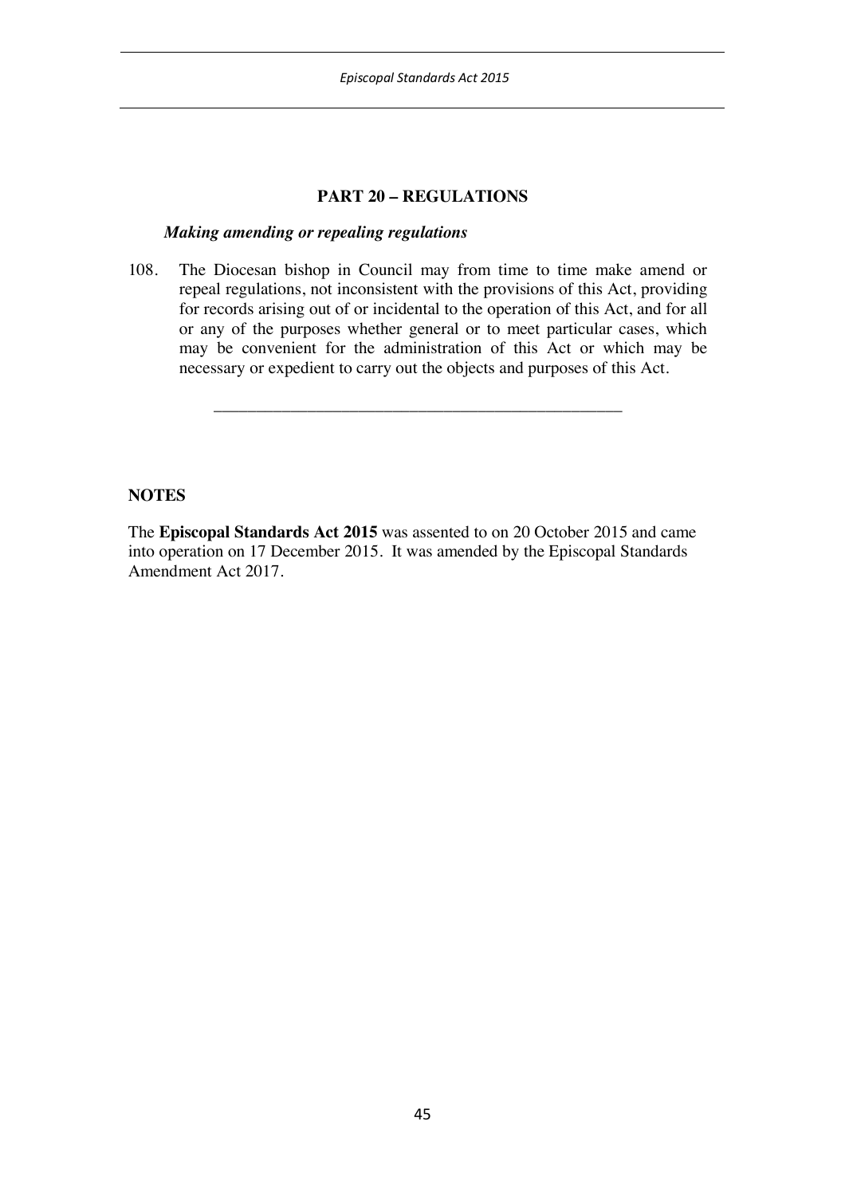## PART 20 – REGULATIONS

***Making amending or repealing regulations***

108. The Diocesan bishop in Council may from time to time make amend or repeal regulations, not inconsistent with the provisions of this Act, providing for records arising out of or incidental to the operation of this Act, and for all or any of the purposes whether general or to meet particular cases, which may be convenient for the administration of this Act or which may be necessary or expedient to carry out the objects and purposes of this Act.

---

**NOTES**

The **Episcopal Standards Act 2015** was assented to on 20 October 2015 and came into operation on 17 December 2015. It was amended by the Episcopal Standards Amendment Act 2017.